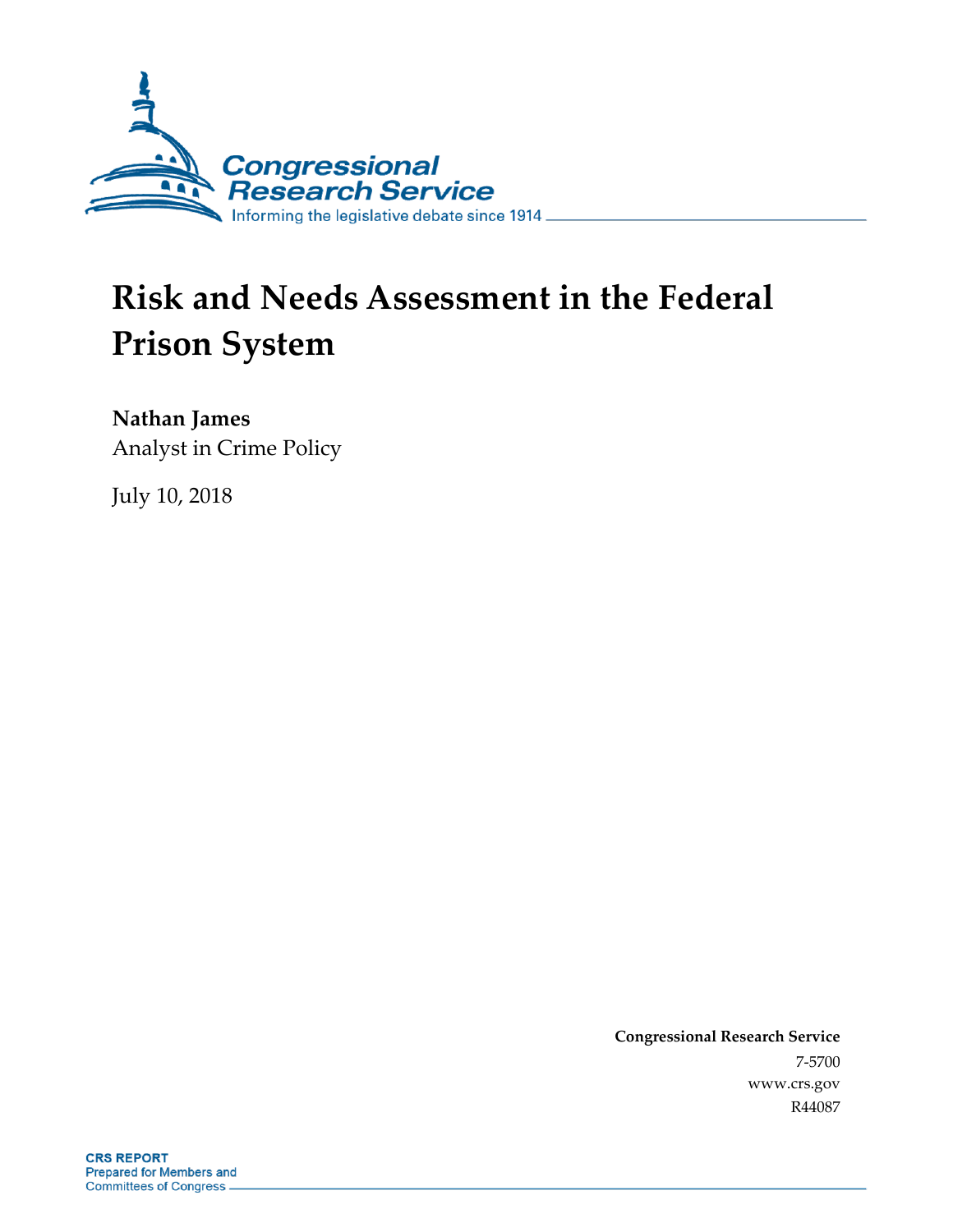Congressional Research Service

Informing the legislative debate since 1914

# Risk and Needs Assessment in the Federal Prison System

**Nathan James**

Analyst in Crime Policy

July 10, 2018

**Congressional Research Service**

7-5700

www.crs.gov

R44087

**CRS REPORT**

Prepared for Members and Committees of Congress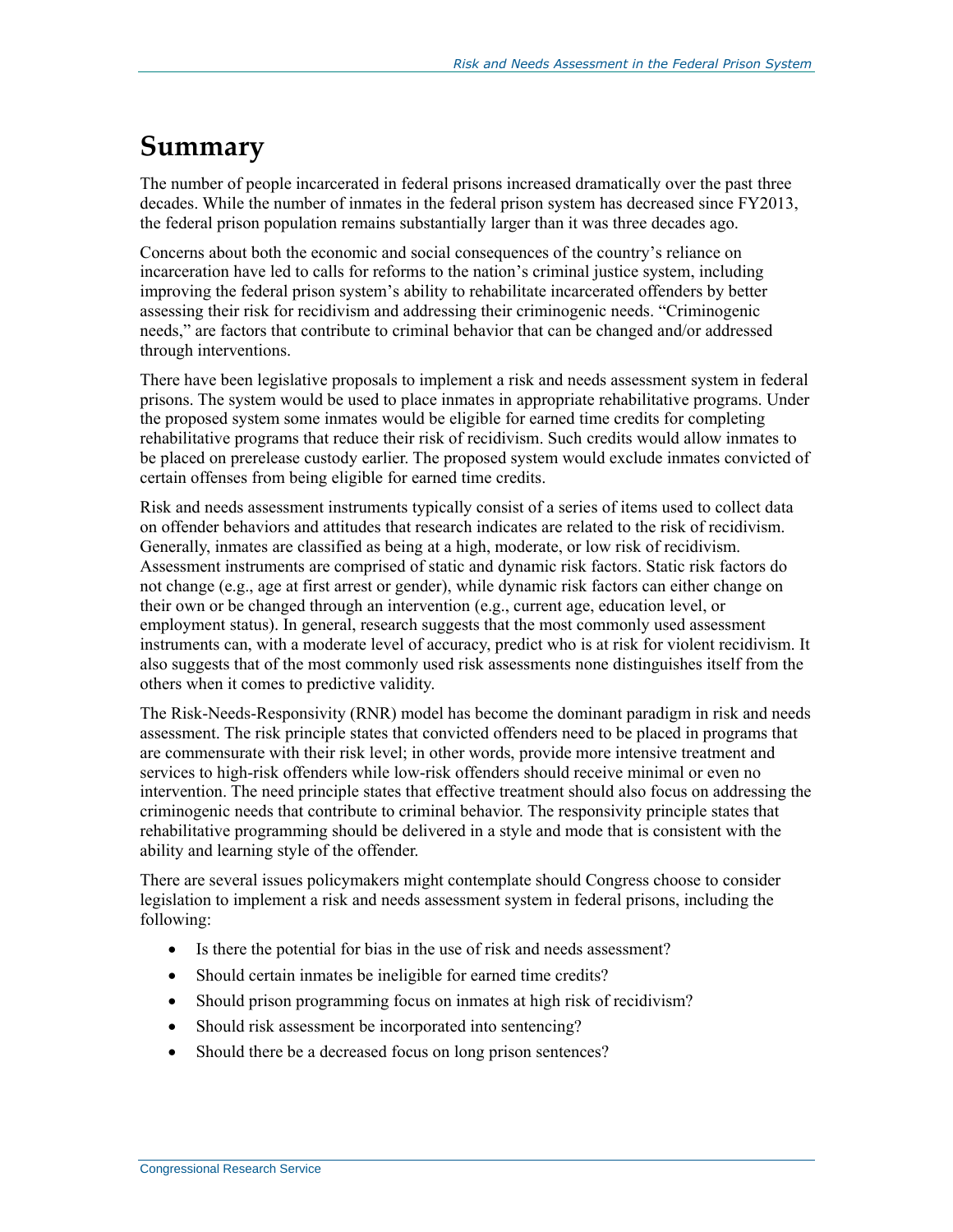## Summary

The number of people incarcerated in federal prisons increased dramatically over the past three decades. While the number of inmates in the federal prison system has decreased since FY2013, the federal prison population remains substantially larger than it was three decades ago.

Concerns about both the economic and social consequences of the country's reliance on incarceration have led to calls for reforms to the nation's criminal justice system, including improving the federal prison system's ability to rehabilitate incarcerated offenders by better assessing their risk for recidivism and addressing their criminogenic needs. "Criminogenic needs," are factors that contribute to criminal behavior that can be changed and/or addressed through interventions.

There have been legislative proposals to implement a risk and needs assessment system in federal prisons. The system would be used to place inmates in appropriate rehabilitative programs. Under the proposed system some inmates would be eligible for earned time credits for completing rehabilitative programs that reduce their risk of recidivism. Such credits would allow inmates to be placed on prerelease custody earlier. The proposed system would exclude inmates convicted of certain offenses from being eligible for earned time credits.

Risk and needs assessment instruments typically consist of a series of items used to collect data on offender behaviors and attitudes that research indicates are related to the risk of recidivism. Generally, inmates are classified as being at a high, moderate, or low risk of recidivism. Assessment instruments are comprised of static and dynamic risk factors. Static risk factors do not change (e.g., age at first arrest or gender), while dynamic risk factors can either change on their own or be changed through an intervention (e.g., current age, education level, or employment status). In general, research suggests that the most commonly used assessment instruments can, with a moderate level of accuracy, predict who is at risk for violent recidivism. It also suggests that of the most commonly used risk assessments none distinguishes itself from the others when it comes to predictive validity.

The Risk-Needs-Responsivity (RNR) model has become the dominant paradigm in risk and needs assessment. The risk principle states that convicted offenders need to be placed in programs that are commensurate with their risk level; in other words, provide more intensive treatment and services to high-risk offenders while low-risk offenders should receive minimal or even no intervention. The need principle states that effective treatment should also focus on addressing the criminogenic needs that contribute to criminal behavior. The responsivity principle states that rehabilitative programming should be delivered in a style and mode that is consistent with the ability and learning style of the offender.

There are several issues policymakers might contemplate should Congress choose to consider legislation to implement a risk and needs assessment system in federal prisons, including the following:

- Is there the potential for bias in the use of risk and needs assessment?
- Should certain inmates be ineligible for earned time credits?
- Should prison programming focus on inmates at high risk of recidivism?
- Should risk assessment be incorporated into sentencing?
- Should there be a decreased focus on long prison sentences?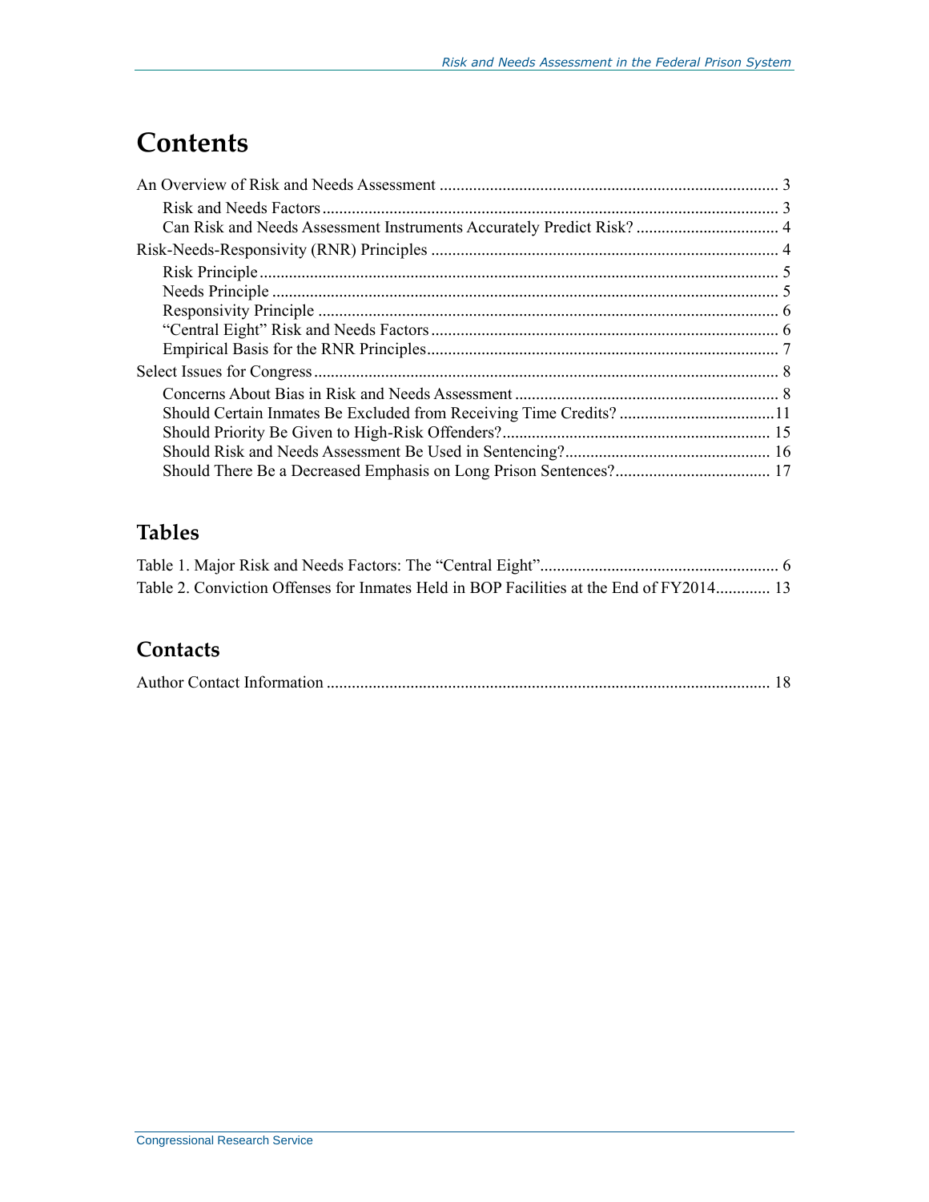# Contents

An Overview of Risk and Needs Assessment ..... 3
- Risk and Needs Factors ..... 3
- Can Risk and Needs Assessment Instruments Accurately Predict Risk? ..... 4

Risk-Needs-Responsivity (RNR) Principles ..... 4
- Risk Principle ..... 5
- Needs Principle ..... 5
- Responsivity Principle ..... 6
- "Central Eight" Risk and Needs Factors ..... 6
- Empirical Basis for the RNR Principles ..... 7

Select Issues for Congress ..... 8
- Concerns About Bias in Risk and Needs Assessment ..... 8
- Should Certain Inmates Be Excluded from Receiving Time Credits? ..... 11
- Should Priority Be Given to High-Risk Offenders? ..... 15
- Should Risk and Needs Assessment Be Used in Sentencing? ..... 16
- Should There Be a Decreased Emphasis on Long Prison Sentences? ..... 17

## Tables

Table 1. Major Risk and Needs Factors: The "Central Eight" ..... 6
Table 2. Conviction Offenses for Inmates Held in BOP Facilities at the End of FY2014 ..... 13

## Contacts

Author Contact Information ..... 18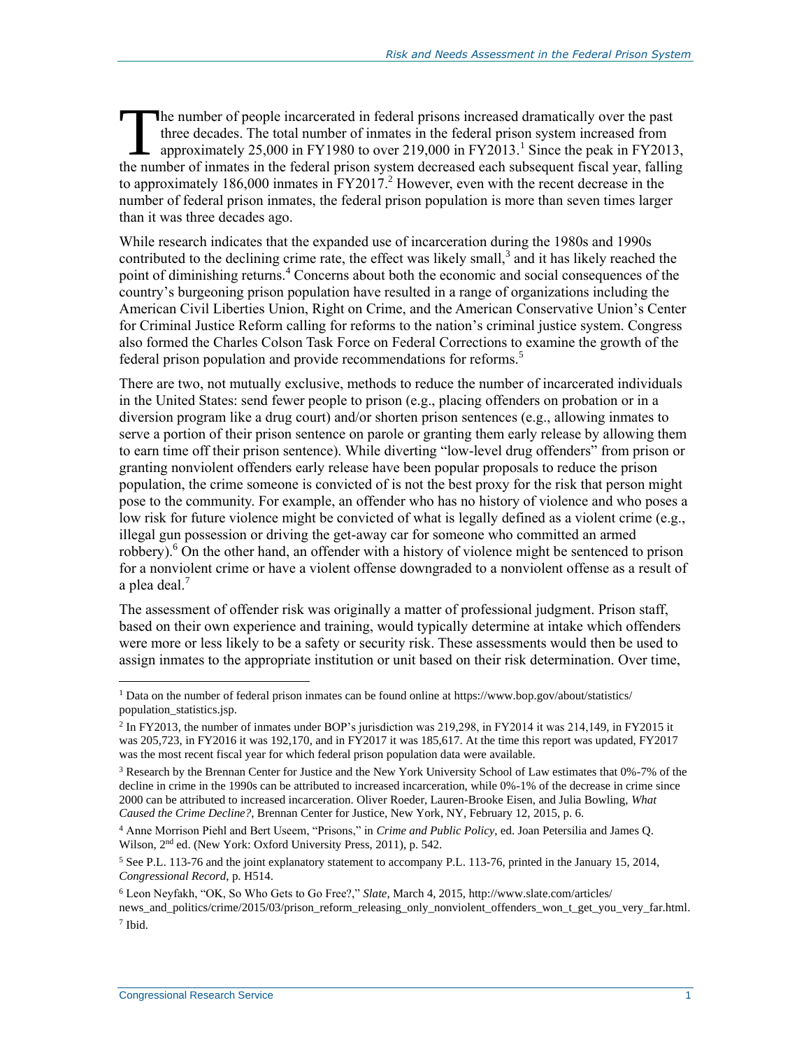The number of people incarcerated in federal prisons increased dramatically over the past three decades. The total number of inmates in the federal prison system increased from approximately 25,000 in FY1980 to over 219,000 in FY2013.[1] Since the peak in FY2013, the number of inmates in the federal prison system decreased each subsequent fiscal year, falling to approximately 186,000 inmates in FY2017.[2] However, even with the recent decrease in the number of federal prison inmates, the federal prison population is more than seven times larger than it was three decades ago.

While research indicates that the expanded use of incarceration during the 1980s and 1990s contributed to the declining crime rate, the effect was likely small,[3] and it has likely reached the point of diminishing returns.[4] Concerns about both the economic and social consequences of the country's burgeoning prison population have resulted in a range of organizations including the American Civil Liberties Union, Right on Crime, and the American Conservative Union's Center for Criminal Justice Reform calling for reforms to the nation's criminal justice system. Congress also formed the Charles Colson Task Force on Federal Corrections to examine the growth of the federal prison population and provide recommendations for reforms.[5]

There are two, not mutually exclusive, methods to reduce the number of incarcerated individuals in the United States: send fewer people to prison (e.g., placing offenders on probation or in a diversion program like a drug court) and/or shorten prison sentences (e.g., allowing inmates to serve a portion of their prison sentence on parole or granting them early release by allowing them to earn time off their prison sentence). While diverting "low-level drug offenders" from prison or granting nonviolent offenders early release have been popular proposals to reduce the prison population, the crime someone is convicted of is not the best proxy for the risk that person might pose to the community. For example, an offender who has no history of violence and who poses a low risk for future violence might be convicted of what is legally defined as a violent crime (e.g., illegal gun possession or driving the get-away car for someone who committed an armed robbery).[6] On the other hand, an offender with a history of violence might be sentenced to prison for a nonviolent crime or have a violent offense downgraded to a nonviolent offense as a result of a plea deal.[7]

The assessment of offender risk was originally a matter of professional judgment. Prison staff, based on their own experience and training, would typically determine at intake which offenders were more or less likely to be a safety or security risk. These assessments would then be used to assign inmates to the appropriate institution or unit based on their risk determination. Over time,

---

[1] Data on the number of federal prison inmates can be found online at https://www.bop.gov/about/statistics/population_statistics.jsp.

[2] In FY2013, the number of inmates under BOP's jurisdiction was 219,298, in FY2014 it was 214,149, in FY2015 it was 205,723, in FY2016 it was 192,170, and in FY2017 it was 185,617. At the time this report was updated, FY2017 was the most recent fiscal year for which federal prison population data were available.

[3] Research by the Brennan Center for Justice and the New York University School of Law estimates that 0%-7% of the decline in crime in the 1990s can be attributed to increased incarceration, while 0%-1% of the decrease in crime since 2000 can be attributed to increased incarceration. Oliver Roeder, Lauren-Brooke Eisen, and Julia Bowling, *What Caused the Crime Decline?*, Brennan Center for Justice, New York, NY, February 12, 2015, p. 6.

[4] Anne Morrison Piehl and Bert Useem, "Prisons," in *Crime and Public Policy*, ed. Joan Petersilia and James Q. Wilson, 2nd ed. (New York: Oxford University Press, 2011), p. 542.

[5] See P.L. 113-76 and the joint explanatory statement to accompany P.L. 113-76, printed in the January 15, 2014, *Congressional Record*, p. H514.

[6] Leon Neyfakh, "OK, So Who Gets to Go Free?," *Slate*, March 4, 2015, http://www.slate.com/articles/news_and_politics/crime/2015/03/prison_reform_releasing_only_nonviolent_offenders_won_t_get_you_very_far.html.

[7] Ibid.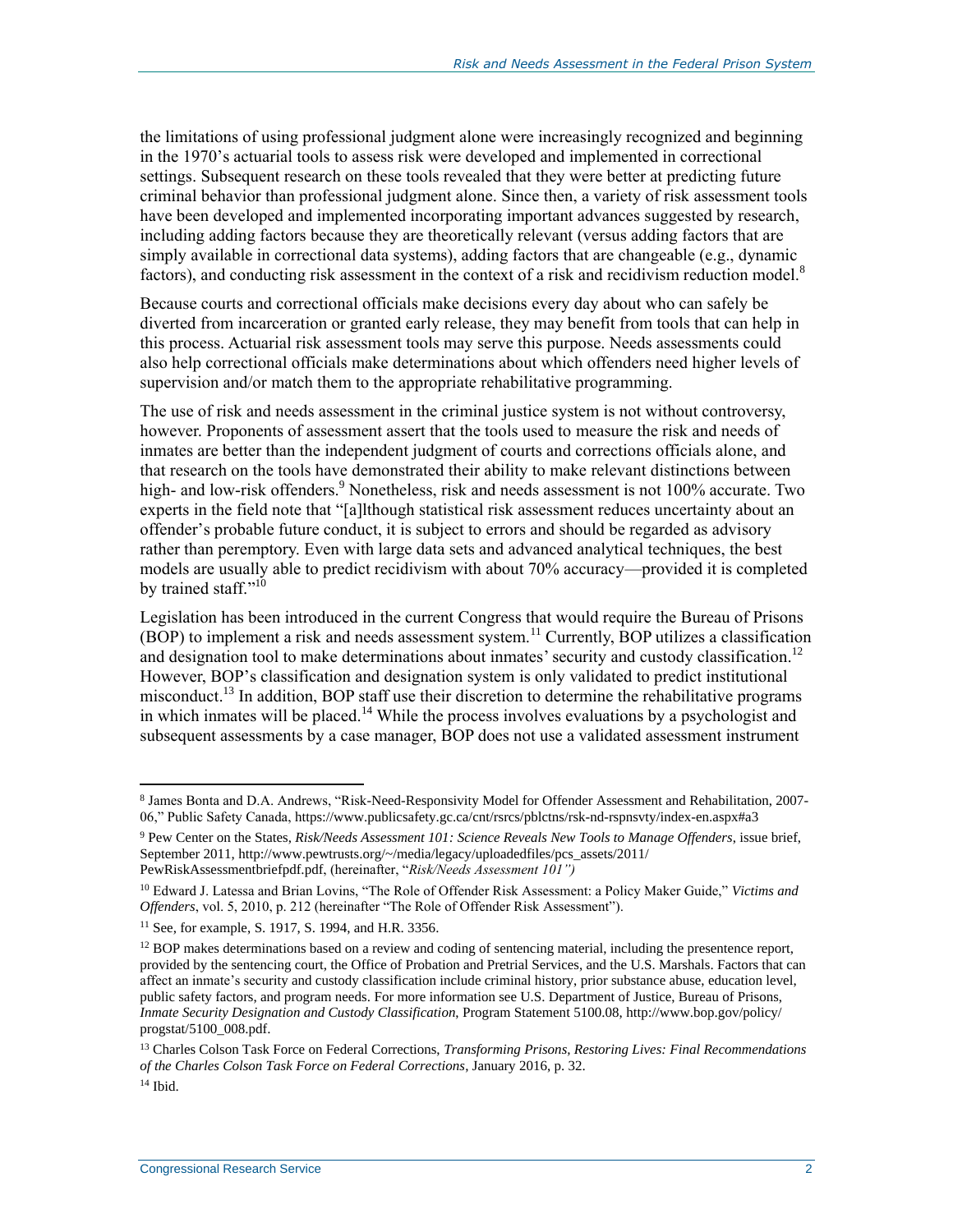the limitations of using professional judgment alone were increasingly recognized and beginning in the 1970's actuarial tools to assess risk were developed and implemented in correctional settings. Subsequent research on these tools revealed that they were better at predicting future criminal behavior than professional judgment alone. Since then, a variety of risk assessment tools have been developed and implemented incorporating important advances suggested by research, including adding factors because they are theoretically relevant (versus adding factors that are simply available in correctional data systems), adding factors that are changeable (e.g., dynamic factors), and conducting risk assessment in the context of a risk and recidivism reduction model.[8]

Because courts and correctional officials make decisions every day about who can safely be diverted from incarceration or granted early release, they may benefit from tools that can help in this process. Actuarial risk assessment tools may serve this purpose. Needs assessments could also help correctional officials make determinations about which offenders need higher levels of supervision and/or match them to the appropriate rehabilitative programming.

The use of risk and needs assessment in the criminal justice system is not without controversy, however. Proponents of assessment assert that the tools used to measure the risk and needs of inmates are better than the independent judgment of courts and corrections officials alone, and that research on the tools have demonstrated their ability to make relevant distinctions between high- and low-risk offenders.[9] Nonetheless, risk and needs assessment is not 100% accurate. Two experts in the field note that "[a]lthough statistical risk assessment reduces uncertainty about an offender's probable future conduct, it is subject to errors and should be regarded as advisory rather than peremptory. Even with large data sets and advanced analytical techniques, the best models are usually able to predict recidivism with about 70% accuracy—provided it is completed by trained staff."[10]

Legislation has been introduced in the current Congress that would require the Bureau of Prisons (BOP) to implement a risk and needs assessment system.[11] Currently, BOP utilizes a classification and designation tool to make determinations about inmates' security and custody classification.[12] However, BOP's classification and designation system is only validated to predict institutional misconduct.[13] In addition, BOP staff use their discretion to determine the rehabilitative programs in which inmates will be placed.[14] While the process involves evaluations by a psychologist and subsequent assessments by a case manager, BOP does not use a validated assessment instrument

---

[8] James Bonta and D.A. Andrews, "Risk-Need-Responsivity Model for Offender Assessment and Rehabilitation, 2007-06," Public Safety Canada, https://www.publicsafety.gc.ca/cnt/rsrcs/pblctns/rsk-nd-rspnsvty/index-en.aspx#a3

[9] Pew Center on the States, *Risk/Needs Assessment 101: Science Reveals New Tools to Manage Offenders*, issue brief, September 2011, http://www.pewtrusts.org/~/media/legacy/uploadedfiles/pcs_assets/2011/PewRiskAssessmentbriefpdf.pdf, (hereinafter, "*Risk/Needs Assessment 101")*

[10] Edward J. Latessa and Brian Lovins, "The Role of Offender Risk Assessment: a Policy Maker Guide," *Victims and Offenders*, vol. 5, 2010, p. 212 (hereinafter "The Role of Offender Risk Assessment").

[11] See, for example, S. 1917, S. 1994, and H.R. 3356.

[12] BOP makes determinations based on a review and coding of sentencing material, including the presentence report, provided by the sentencing court, the Office of Probation and Pretrial Services, and the U.S. Marshals. Factors that can affect an inmate's security and custody classification include criminal history, prior substance abuse, education level, public safety factors, and program needs. For more information see U.S. Department of Justice, Bureau of Prisons, *Inmate Security Designation and Custody Classification*, Program Statement 5100.08, http://www.bop.gov/policy/progstat/5100_008.pdf.

[13] Charles Colson Task Force on Federal Corrections, *Transforming Prisons, Restoring Lives: Final Recommendations of the Charles Colson Task Force on Federal Corrections*, January 2016, p. 32.

[14] Ibid.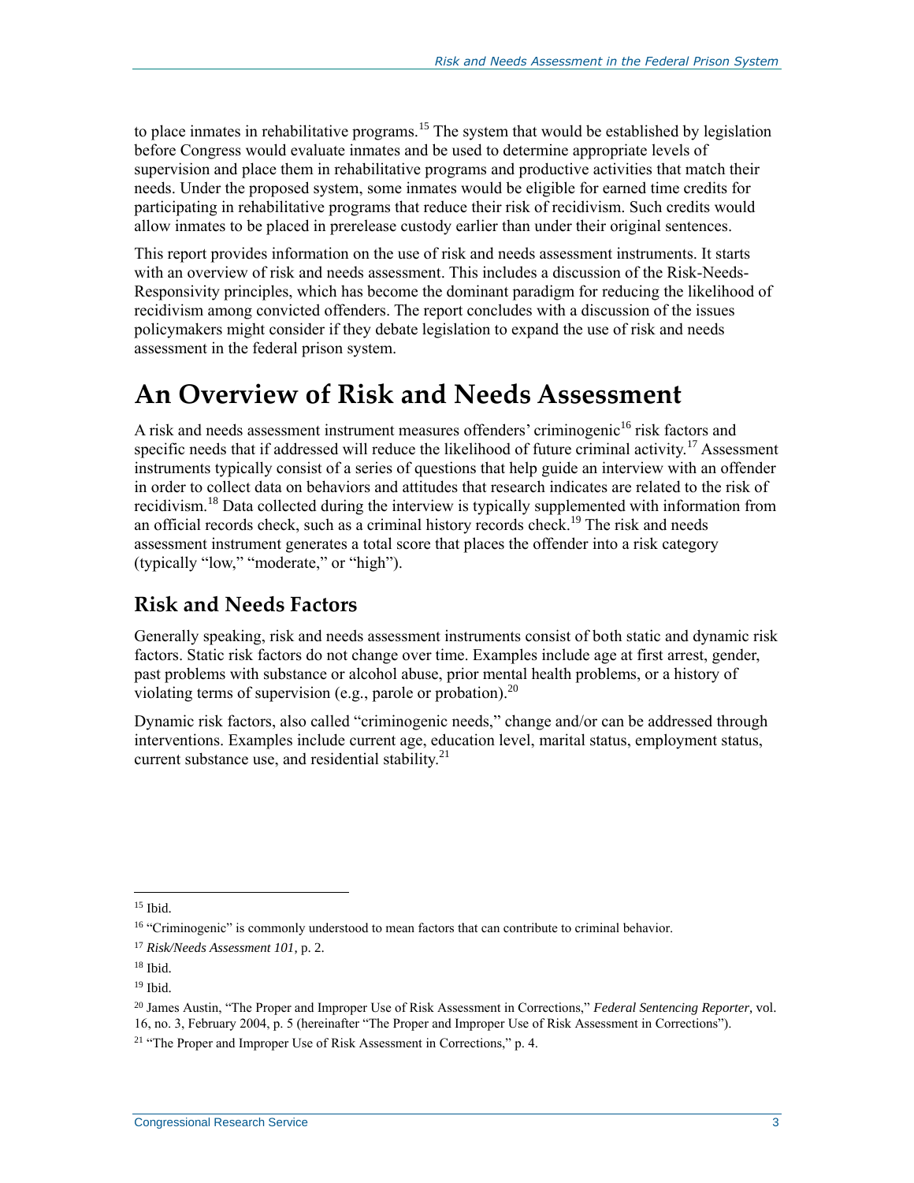to place inmates in rehabilitative programs.[15] The system that would be established by legislation before Congress would evaluate inmates and be used to determine appropriate levels of supervision and place them in rehabilitative programs and productive activities that match their needs. Under the proposed system, some inmates would be eligible for earned time credits for participating in rehabilitative programs that reduce their risk of recidivism. Such credits would allow inmates to be placed in prerelease custody earlier than under their original sentences.

This report provides information on the use of risk and needs assessment instruments. It starts with an overview of risk and needs assessment. This includes a discussion of the Risk-Needs-Responsivity principles, which has become the dominant paradigm for reducing the likelihood of recidivism among convicted offenders. The report concludes with a discussion of the issues policymakers might consider if they debate legislation to expand the use of risk and needs assessment in the federal prison system.

# An Overview of Risk and Needs Assessment

A risk and needs assessment instrument measures offenders' criminogenic[16] risk factors and specific needs that if addressed will reduce the likelihood of future criminal activity.[17] Assessment instruments typically consist of a series of questions that help guide an interview with an offender in order to collect data on behaviors and attitudes that research indicates are related to the risk of recidivism.[18] Data collected during the interview is typically supplemented with information from an official records check, such as a criminal history records check.[19] The risk and needs assessment instrument generates a total score that places the offender into a risk category (typically "low," "moderate," or "high").

## Risk and Needs Factors

Generally speaking, risk and needs assessment instruments consist of both static and dynamic risk factors. Static risk factors do not change over time. Examples include age at first arrest, gender, past problems with substance or alcohol abuse, prior mental health problems, or a history of violating terms of supervision (e.g., parole or probation).[20]

Dynamic risk factors, also called "criminogenic needs," change and/or can be addressed through interventions. Examples include current age, education level, marital status, employment status, current substance use, and residential stability.[21]

---

[15] Ibid.

[16] "Criminogenic" is commonly understood to mean factors that can contribute to criminal behavior.

[17] *Risk/Needs Assessment 101*, p. 2.

[18] Ibid.

[19] Ibid.

[20] James Austin, "The Proper and Improper Use of Risk Assessment in Corrections," *Federal Sentencing Reporter*, vol. 16, no. 3, February 2004, p. 5 (hereinafter "The Proper and Improper Use of Risk Assessment in Corrections").

[21] "The Proper and Improper Use of Risk Assessment in Corrections," p. 4.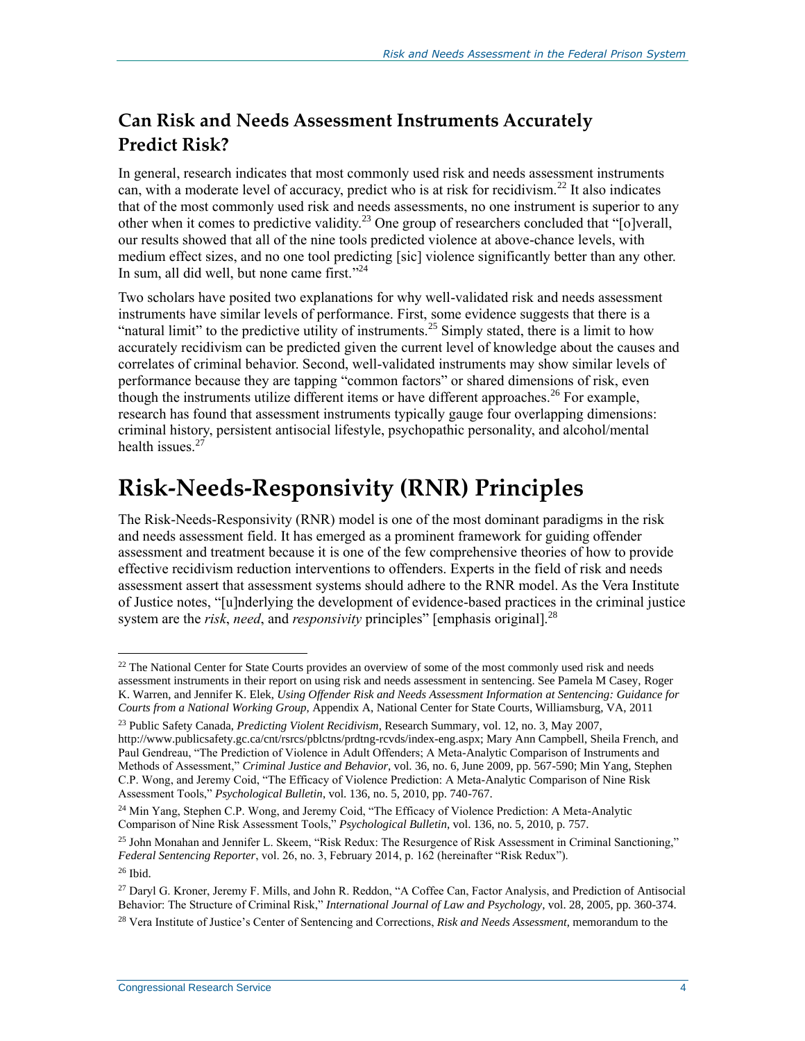### Can Risk and Needs Assessment Instruments Accurately Predict Risk?

In general, research indicates that most commonly used risk and needs assessment instruments can, with a moderate level of accuracy, predict who is at risk for recidivism.[22] It also indicates that of the most commonly used risk and needs assessments, no one instrument is superior to any other when it comes to predictive validity.[23] One group of researchers concluded that "[o]verall, our results showed that all of the nine tools predicted violence at above-chance levels, with medium effect sizes, and no one tool predicting [sic] violence significantly better than any other. In sum, all did well, but none came first."[24]

Two scholars have posited two explanations for why well-validated risk and needs assessment instruments have similar levels of performance. First, some evidence suggests that there is a "natural limit" to the predictive utility of instruments.[25] Simply stated, there is a limit to how accurately recidivism can be predicted given the current level of knowledge about the causes and correlates of criminal behavior. Second, well-validated instruments may show similar levels of performance because they are tapping "common factors" or shared dimensions of risk, even though the instruments utilize different items or have different approaches.[26] For example, research has found that assessment instruments typically gauge four overlapping dimensions: criminal history, persistent antisocial lifestyle, psychopathic personality, and alcohol/mental health issues.[27]

## Risk-Needs-Responsivity (RNR) Principles

The Risk-Needs-Responsivity (RNR) model is one of the most dominant paradigms in the risk and needs assessment field. It has emerged as a prominent framework for guiding offender assessment and treatment because it is one of the few comprehensive theories of how to provide effective recidivism reduction interventions to offenders. Experts in the field of risk and needs assessment assert that assessment systems should adhere to the RNR model. As the Vera Institute of Justice notes, "[u]nderlying the development of evidence-based practices in the criminal justice system are the *risk*, *need*, and *responsivity* principles" [emphasis original].[28]

---

[22] The National Center for State Courts provides an overview of some of the most commonly used risk and needs assessment instruments in their report on using risk and needs assessment in sentencing. See Pamela M Casey, Roger K. Warren, and Jennifer K. Elek, *Using Offender Risk and Needs Assessment Information at Sentencing: Guidance for Courts from a National Working Group*, Appendix A, National Center for State Courts, Williamsburg, VA, 2011

[23] Public Safety Canada, *Predicting Violent Recidivism*, Research Summary, vol. 12, no. 3, May 2007, http://www.publicsafety.gc.ca/cnt/rsrcs/pblctns/prdtng-rcvds/index-eng.aspx; Mary Ann Campbell, Sheila French, and Paul Gendreau, "The Prediction of Violence in Adult Offenders; A Meta-Analytic Comparison of Instruments and Methods of Assessment," *Criminal Justice and Behavior*, vol. 36, no. 6, June 2009, pp. 567-590; Min Yang, Stephen C.P. Wong, and Jeremy Coid, "The Efficacy of Violence Prediction: A Meta-Analytic Comparison of Nine Risk Assessment Tools," *Psychological Bulletin*, vol. 136, no. 5, 2010, pp. 740-767.

[24] Min Yang, Stephen C.P. Wong, and Jeremy Coid, "The Efficacy of Violence Prediction: A Meta-Analytic Comparison of Nine Risk Assessment Tools," *Psychological Bulletin*, vol. 136, no. 5, 2010, p. 757.

[25] John Monahan and Jennifer L. Skeem, "Risk Redux: The Resurgence of Risk Assessment in Criminal Sanctioning," *Federal Sentencing Reporter*, vol. 26, no. 3, February 2014, p. 162 (hereinafter "Risk Redux").

[26] Ibid.

[27] Daryl G. Kroner, Jeremy F. Mills, and John R. Reddon, "A Coffee Can, Factor Analysis, and Prediction of Antisocial Behavior: The Structure of Criminal Risk," *International Journal of Law and Psychology*, vol. 28, 2005, pp. 360-374.

[28] Vera Institute of Justice's Center of Sentencing and Corrections, *Risk and Needs Assessment*, memorandum to the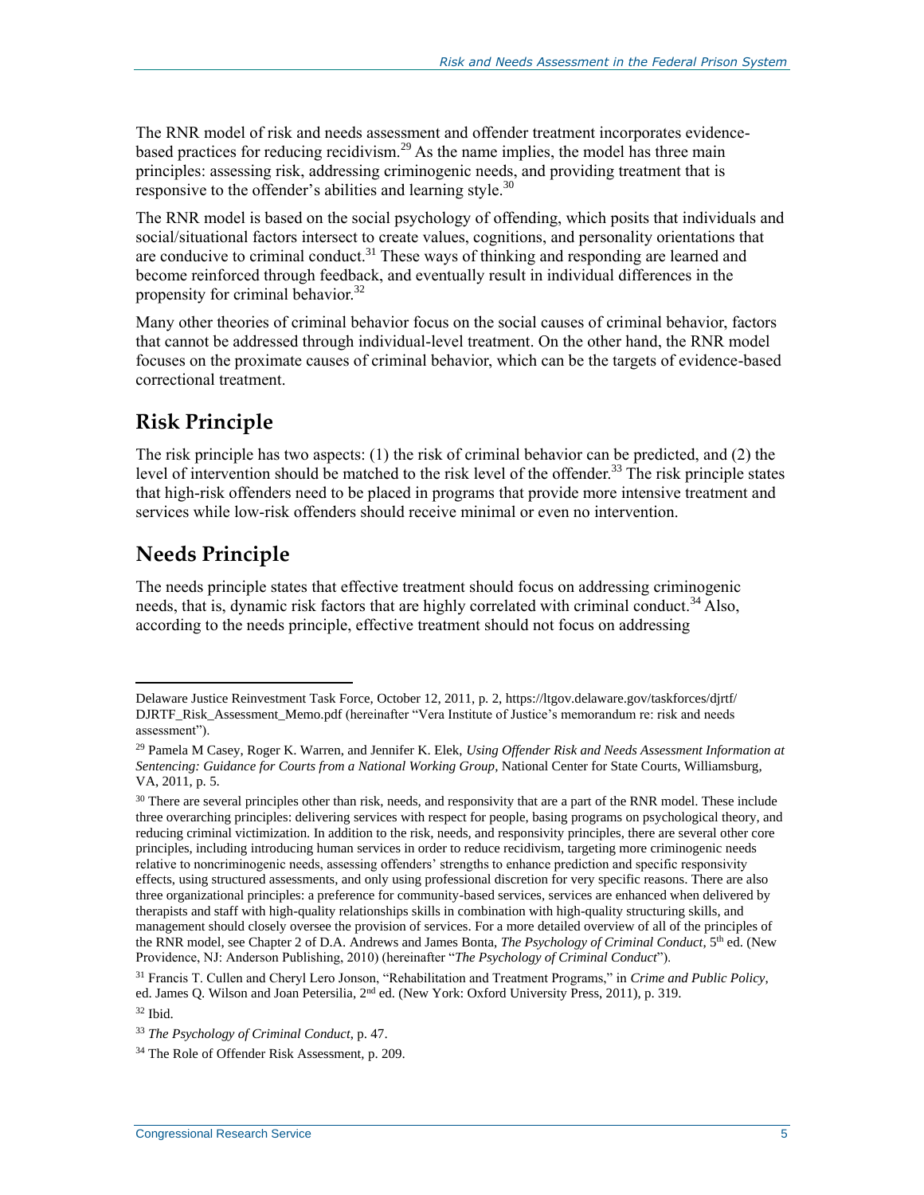The RNR model of risk and needs assessment and offender treatment incorporates evidence-based practices for reducing recidivism.[29] As the name implies, the model has three main principles: assessing risk, addressing criminogenic needs, and providing treatment that is responsive to the offender's abilities and learning style.[30]

The RNR model is based on the social psychology of offending, which posits that individuals and social/situational factors intersect to create values, cognitions, and personality orientations that are conducive to criminal conduct.[31] These ways of thinking and responding are learned and become reinforced through feedback, and eventually result in individual differences in the propensity for criminal behavior.[32]

Many other theories of criminal behavior focus on the social causes of criminal behavior, factors that cannot be addressed through individual-level treatment. On the other hand, the RNR model focuses on the proximate causes of criminal behavior, which can be the targets of evidence-based correctional treatment.

## Risk Principle

The risk principle has two aspects: (1) the risk of criminal behavior can be predicted, and (2) the level of intervention should be matched to the risk level of the offender.[33] The risk principle states that high-risk offenders need to be placed in programs that provide more intensive treatment and services while low-risk offenders should receive minimal or even no intervention.

## Needs Principle

The needs principle states that effective treatment should focus on addressing criminogenic needs, that is, dynamic risk factors that are highly correlated with criminal conduct.[34] Also, according to the needs principle, effective treatment should not focus on addressing

---

Delaware Justice Reinvestment Task Force, October 12, 2011, p. 2, https://ltgov.delaware.gov/taskforces/djrtf/DJRTF_Risk_Assessment_Memo.pdf (hereinafter "Vera Institute of Justice's memorandum re: risk and needs assessment").

[29] Pamela M Casey, Roger K. Warren, and Jennifer K. Elek, *Using Offender Risk and Needs Assessment Information at Sentencing: Guidance for Courts from a National Working Group*, National Center for State Courts, Williamsburg, VA, 2011, p. 5.

[30] There are several principles other than risk, needs, and responsivity that are a part of the RNR model. These include three overarching principles: delivering services with respect for people, basing programs on psychological theory, and reducing criminal victimization. In addition to the risk, needs, and responsivity principles, there are several other core principles, including introducing human services in order to reduce recidivism, targeting more criminogenic needs relative to noncriminogenic needs, assessing offenders' strengths to enhance prediction and specific responsivity effects, using structured assessments, and only using professional discretion for very specific reasons. There are also three organizational principles: a preference for community-based services, services are enhanced when delivered by therapists and staff with high-quality relationships skills in combination with high-quality structuring skills, and management should closely oversee the provision of services. For a more detailed overview of all of the principles of the RNR model, see Chapter 2 of D.A. Andrews and James Bonta, *The Psychology of Criminal Conduct*, 5th ed. (New Providence, NJ: Anderson Publishing, 2010) (hereinafter "*The Psychology of Criminal Conduct*").

[31] Francis T. Cullen and Cheryl Lero Jonson, "Rehabilitation and Treatment Programs," in *Crime and Public Policy*, ed. James Q. Wilson and Joan Petersilia, 2nd ed. (New York: Oxford University Press, 2011), p. 319.

[32] Ibid.

[33] *The Psychology of Criminal Conduct*, p. 47.

[34] The Role of Offender Risk Assessment, p. 209.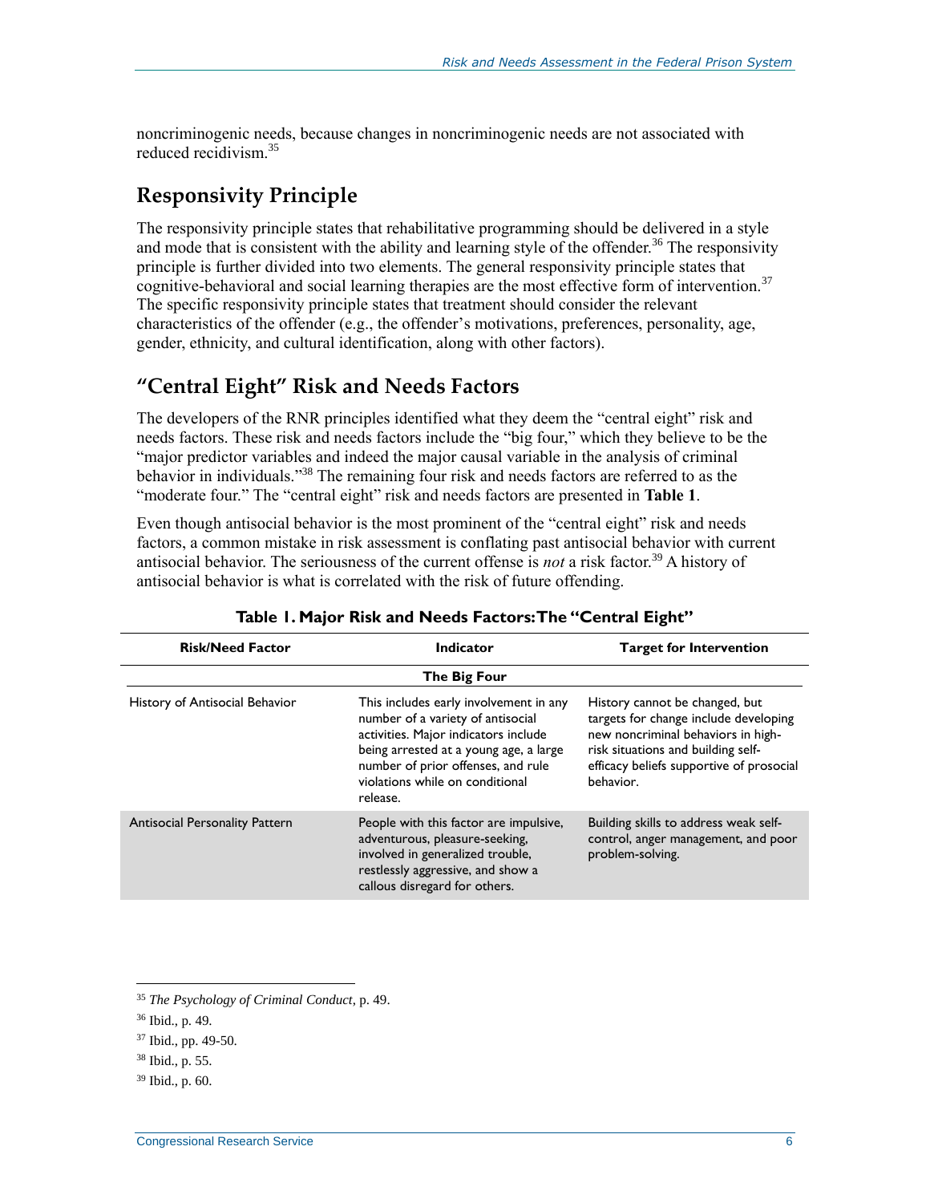noncriminogenic needs, because changes in noncriminogenic needs are not associated with reduced recidivism.[35]

## Responsivity Principle

The responsivity principle states that rehabilitative programming should be delivered in a style and mode that is consistent with the ability and learning style of the offender.[36] The responsivity principle is further divided into two elements. The general responsivity principle states that cognitive-behavioral and social learning therapies are the most effective form of intervention.[37] The specific responsivity principle states that treatment should consider the relevant characteristics of the offender (e.g., the offender's motivations, preferences, personality, age, gender, ethnicity, and cultural identification, along with other factors).

## "Central Eight" Risk and Needs Factors

The developers of the RNR principles identified what they deem the "central eight" risk and needs factors. These risk and needs factors include the "big four," which they believe to be the "major predictor variables and indeed the major causal variable in the analysis of criminal behavior in individuals."[38] The remaining four risk and needs factors are referred to as the "moderate four." The "central eight" risk and needs factors are presented in **Table 1**.

Even though antisocial behavior is the most prominent of the "central eight" risk and needs factors, a common mistake in risk assessment is conflating past antisocial behavior with current antisocial behavior. The seriousness of the current offense is *not* a risk factor.[39] A history of antisocial behavior is what is correlated with the risk of future offending.

**Table 1. Major Risk and Needs Factors: The "Central Eight"**

| Risk/Need Factor | Indicator | Target for Intervention |
|---|---|---|
| | **The Big Four** | |
| History of Antisocial Behavior | This includes early involvement in any number of a variety of antisocial activities. Major indicators include being arrested at a young age, a large number of prior offenses, and rule violations while on conditional release. | History cannot be changed, but targets for change include developing new noncriminal behaviors in high-risk situations and building self-efficacy beliefs supportive of prosocial behavior. |
| Antisocial Personality Pattern | People with this factor are impulsive, adventurous, pleasure-seeking, involved in generalized trouble, restlessly aggressive, and show a callous disregard for others. | Building skills to address weak self-control, anger management, and poor problem-solving. |

[35] *The Psychology of Criminal Conduct*, p. 49.

[36] Ibid., p. 49.

[37] Ibid., pp. 49-50.

[38] Ibid., p. 55.

[39] Ibid., p. 60.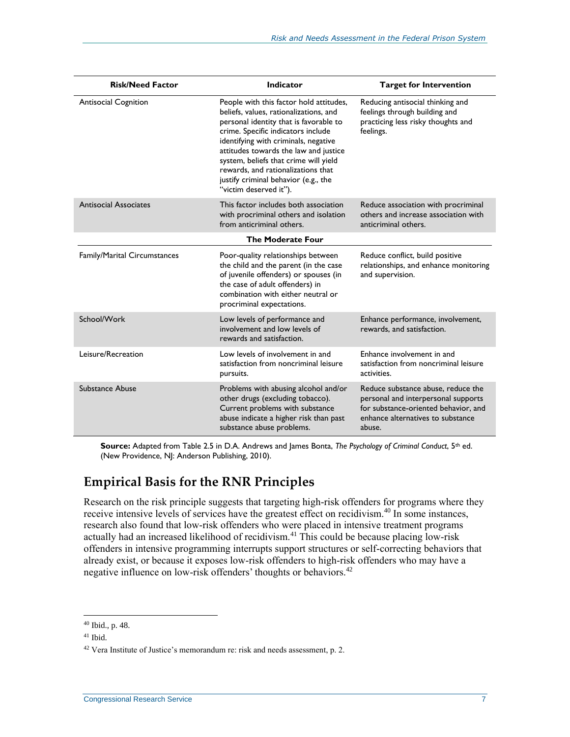| Risk/Need Factor | Indicator | Target for Intervention |
| --- | --- | --- |
| Antisocial Cognition | People with this factor hold attitudes, beliefs, values, rationalizations, and personal identity that is favorable to crime. Specific indicators include identifying with criminals, negative attitudes towards the law and justice system, beliefs that crime will yield rewards, and rationalizations that justify criminal behavior (e.g., the "victim deserved it"). | Reducing antisocial thinking and feelings through building and practicing less risky thoughts and feelings. |
| Antisocial Associates | This factor includes both association with procriminal others and isolation from anticriminal others. | Reduce association with procriminal others and increase association with anticriminal others. |
| **The Moderate Four** | | |
| Family/Marital Circumstances | Poor-quality relationships between the child and the parent (in the case of juvenile offenders) or spouses (in the case of adult offenders) in combination with either neutral or procriminal expectations. | Reduce conflict, build positive relationships, and enhance monitoring and supervision. |
| School/Work | Low levels of performance and involvement and low levels of rewards and satisfaction. | Enhance performance, involvement, rewards, and satisfaction. |
| Leisure/Recreation | Low levels of involvement in and satisfaction from noncriminal leisure pursuits. | Enhance involvement in and satisfaction from noncriminal leisure activities. |
| Substance Abuse | Problems with abusing alcohol and/or other drugs (excluding tobacco). Current problems with substance abuse indicate a higher risk than past substance abuse problems. | Reduce substance abuse, reduce the personal and interpersonal supports for substance-oriented behavior, and enhance alternatives to substance abuse. |

**Source:** Adapted from Table 2.5 in D.A. Andrews and James Bonta, *The Psychology of Criminal Conduct*, 5th ed. (New Providence, NJ: Anderson Publishing, 2010).

## Empirical Basis for the RNR Principles

Research on the risk principle suggests that targeting high-risk offenders for programs where they receive intensive levels of services have the greatest effect on recidivism.[40] In some instances, research also found that low-risk offenders who were placed in intensive treatment programs actually had an increased likelihood of recidivism.[41] This could be because placing low-risk offenders in intensive programming interrupts support structures or self-correcting behaviors that already exist, or because it exposes low-risk offenders to high-risk offenders who may have a negative influence on low-risk offenders' thoughts or behaviors.[42]

---

[40] Ibid., p. 48.

[41] Ibid.

[42] Vera Institute of Justice's memorandum re: risk and needs assessment, p. 2.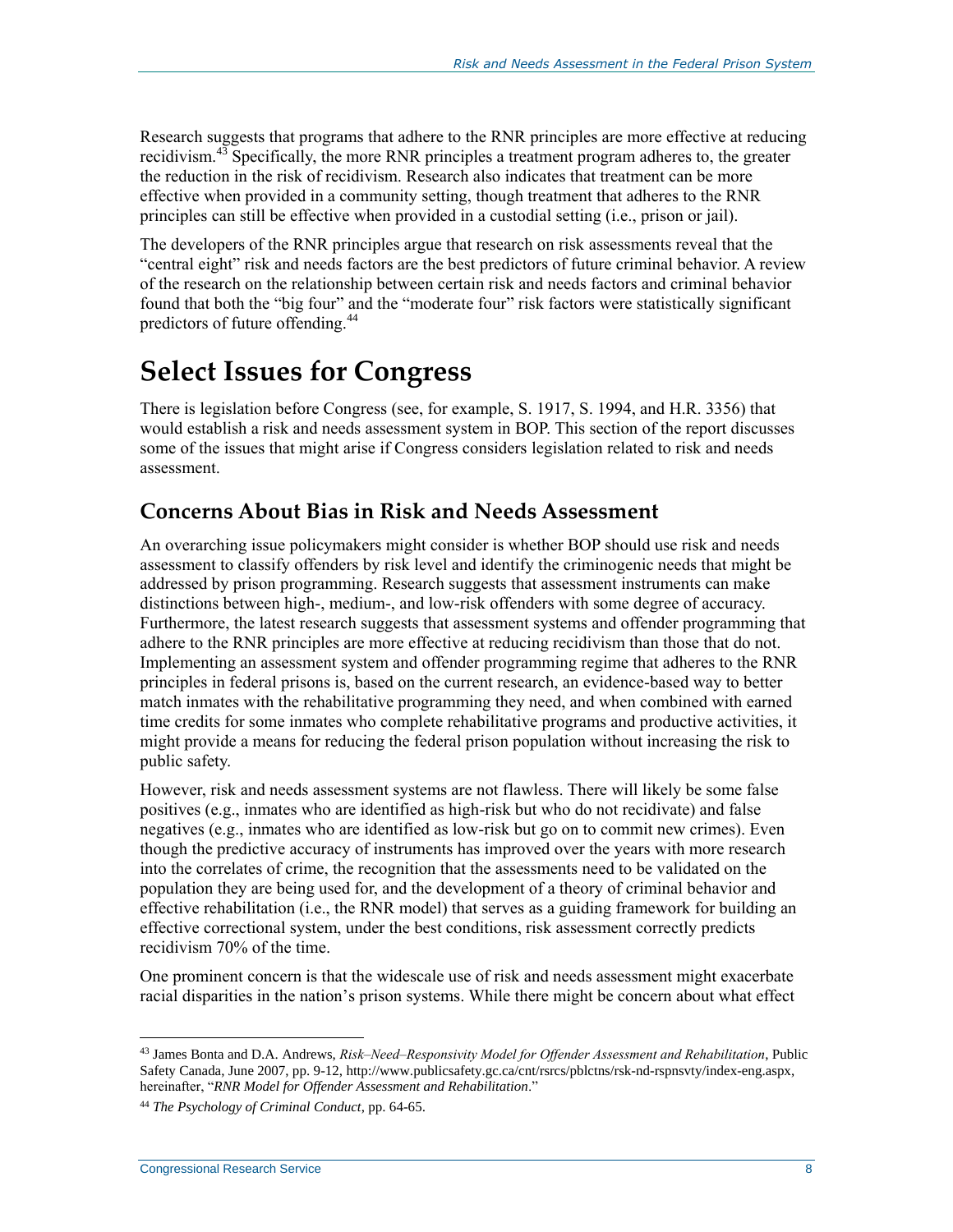Research suggests that programs that adhere to the RNR principles are more effective at reducing recidivism.[43] Specifically, the more RNR principles a treatment program adheres to, the greater the reduction in the risk of recidivism. Research also indicates that treatment can be more effective when provided in a community setting, though treatment that adheres to the RNR principles can still be effective when provided in a custodial setting (i.e., prison or jail).

The developers of the RNR principles argue that research on risk assessments reveal that the "central eight" risk and needs factors are the best predictors of future criminal behavior. A review of the research on the relationship between certain risk and needs factors and criminal behavior found that both the "big four" and the "moderate four" risk factors were statistically significant predictors of future offending.[44]

# Select Issues for Congress

There is legislation before Congress (see, for example, S. 1917, S. 1994, and H.R. 3356) that would establish a risk and needs assessment system in BOP. This section of the report discusses some of the issues that might arise if Congress considers legislation related to risk and needs assessment.

## Concerns About Bias in Risk and Needs Assessment

An overarching issue policymakers might consider is whether BOP should use risk and needs assessment to classify offenders by risk level and identify the criminogenic needs that might be addressed by prison programming. Research suggests that assessment instruments can make distinctions between high-, medium-, and low-risk offenders with some degree of accuracy. Furthermore, the latest research suggests that assessment systems and offender programming that adhere to the RNR principles are more effective at reducing recidivism than those that do not. Implementing an assessment system and offender programming regime that adheres to the RNR principles in federal prisons is, based on the current research, an evidence-based way to better match inmates with the rehabilitative programming they need, and when combined with earned time credits for some inmates who complete rehabilitative programs and productive activities, it might provide a means for reducing the federal prison population without increasing the risk to public safety.

However, risk and needs assessment systems are not flawless. There will likely be some false positives (e.g., inmates who are identified as high-risk but who do not recidivate) and false negatives (e.g., inmates who are identified as low-risk but go on to commit new crimes). Even though the predictive accuracy of instruments has improved over the years with more research into the correlates of crime, the recognition that the assessments need to be validated on the population they are being used for, and the development of a theory of criminal behavior and effective rehabilitation (i.e., the RNR model) that serves as a guiding framework for building an effective correctional system, under the best conditions, risk assessment correctly predicts recidivism 70% of the time.

One prominent concern is that the widescale use of risk and needs assessment might exacerbate racial disparities in the nation's prison systems. While there might be concern about what effect

---

[43] James Bonta and D.A. Andrews, *Risk–Need–Responsivity Model for Offender Assessment and Rehabilitation*, Public Safety Canada, June 2007, pp. 9-12, http://www.publicsafety.gc.ca/cnt/rsrcs/pblctns/rsk-nd-rspnsvty/index-eng.aspx, hereinafter, "*RNR Model for Offender Assessment and Rehabilitation*."

[44] *The Psychology of Criminal Conduct*, pp. 64-65.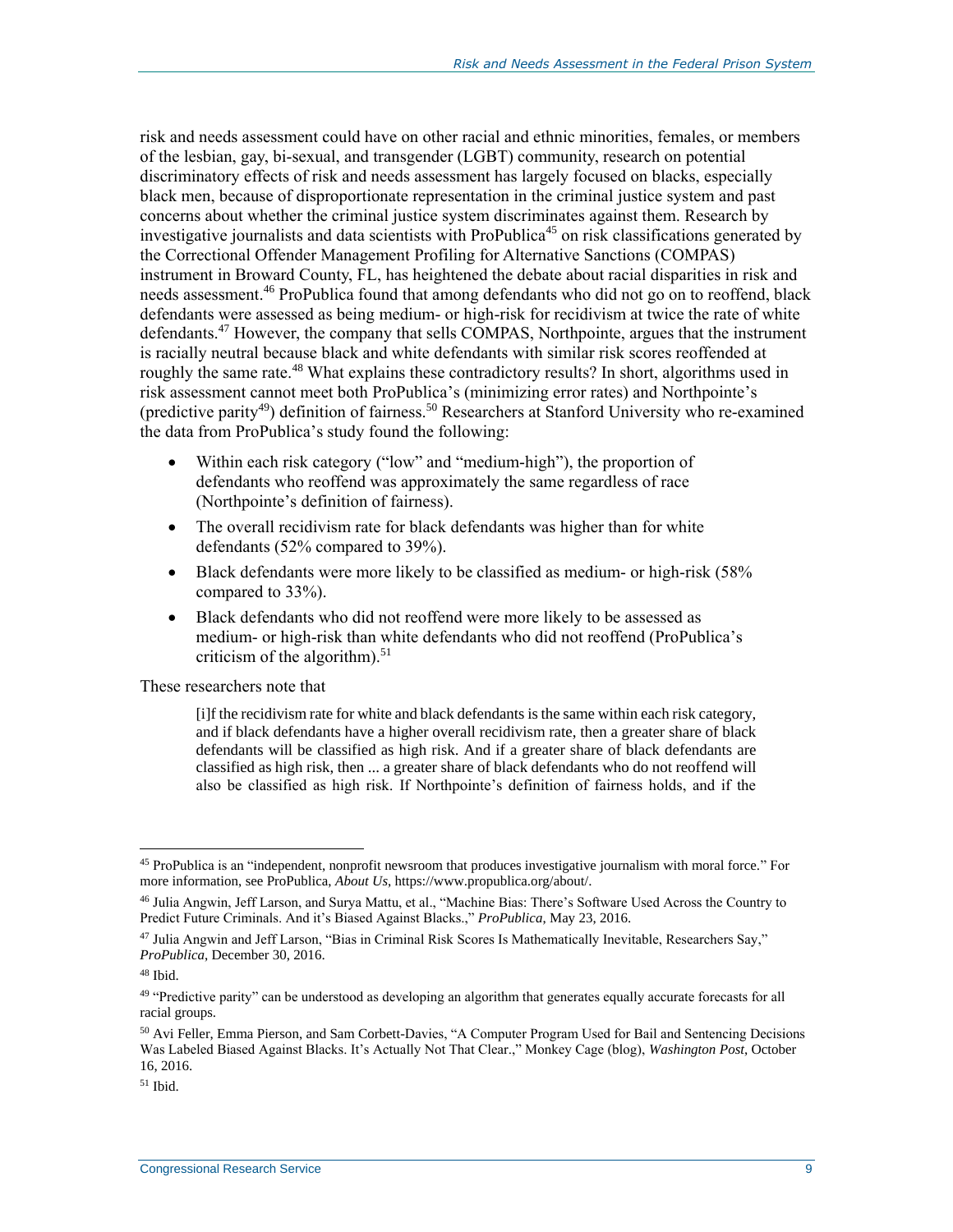risk and needs assessment could have on other racial and ethnic minorities, females, or members of the lesbian, gay, bi-sexual, and transgender (LGBT) community, research on potential discriminatory effects of risk and needs assessment has largely focused on blacks, especially black men, because of disproportionate representation in the criminal justice system and past concerns about whether the criminal justice system discriminates against them. Research by investigative journalists and data scientists with ProPublica[45] on risk classifications generated by the Correctional Offender Management Profiling for Alternative Sanctions (COMPAS) instrument in Broward County, FL, has heightened the debate about racial disparities in risk and needs assessment.[46] ProPublica found that among defendants who did not go on to reoffend, black defendants were assessed as being medium- or high-risk for recidivism at twice the rate of white defendants.[47] However, the company that sells COMPAS, Northpointe, argues that the instrument is racially neutral because black and white defendants with similar risk scores reoffended at roughly the same rate.[48] What explains these contradictory results? In short, algorithms used in risk assessment cannot meet both ProPublica's (minimizing error rates) and Northpointe's (predictive parity[49]) definition of fairness.[50] Researchers at Stanford University who re-examined the data from ProPublica's study found the following:

- Within each risk category ("low" and "medium-high"), the proportion of defendants who reoffend was approximately the same regardless of race (Northpointe's definition of fairness).
- The overall recidivism rate for black defendants was higher than for white defendants (52% compared to 39%).
- Black defendants were more likely to be classified as medium- or high-risk (58% compared to 33%).
- Black defendants who did not reoffend were more likely to be assessed as medium- or high-risk than white defendants who did not reoffend (ProPublica's criticism of the algorithm).[51]

These researchers note that

> [i]f the recidivism rate for white and black defendants is the same within each risk category, and if black defendants have a higher overall recidivism rate, then a greater share of black defendants will be classified as high risk. And if a greater share of black defendants are classified as high risk, then ... a greater share of black defendants who do not reoffend will also be classified as high risk. If Northpointe's definition of fairness holds, and if the

---

[45] ProPublica is an "independent, nonprofit newsroom that produces investigative journalism with moral force." For more information, see ProPublica, *About Us*, https://www.propublica.org/about/.

[46] Julia Angwin, Jeff Larson, and Surya Mattu, et al., "Machine Bias: There's Software Used Across the Country to Predict Future Criminals. And it's Biased Against Blacks.," *ProPublica*, May 23, 2016.

[47] Julia Angwin and Jeff Larson, "Bias in Criminal Risk Scores Is Mathematically Inevitable, Researchers Say," *ProPublica*, December 30, 2016.

[48] Ibid.

[49] "Predictive parity" can be understood as developing an algorithm that generates equally accurate forecasts for all racial groups.

[50] Avi Feller, Emma Pierson, and Sam Corbett-Davies, "A Computer Program Used for Bail and Sentencing Decisions Was Labeled Biased Against Blacks. It's Actually Not That Clear.," Monkey Cage (blog), *Washington Post*, October 16, 2016.

[51] Ibid.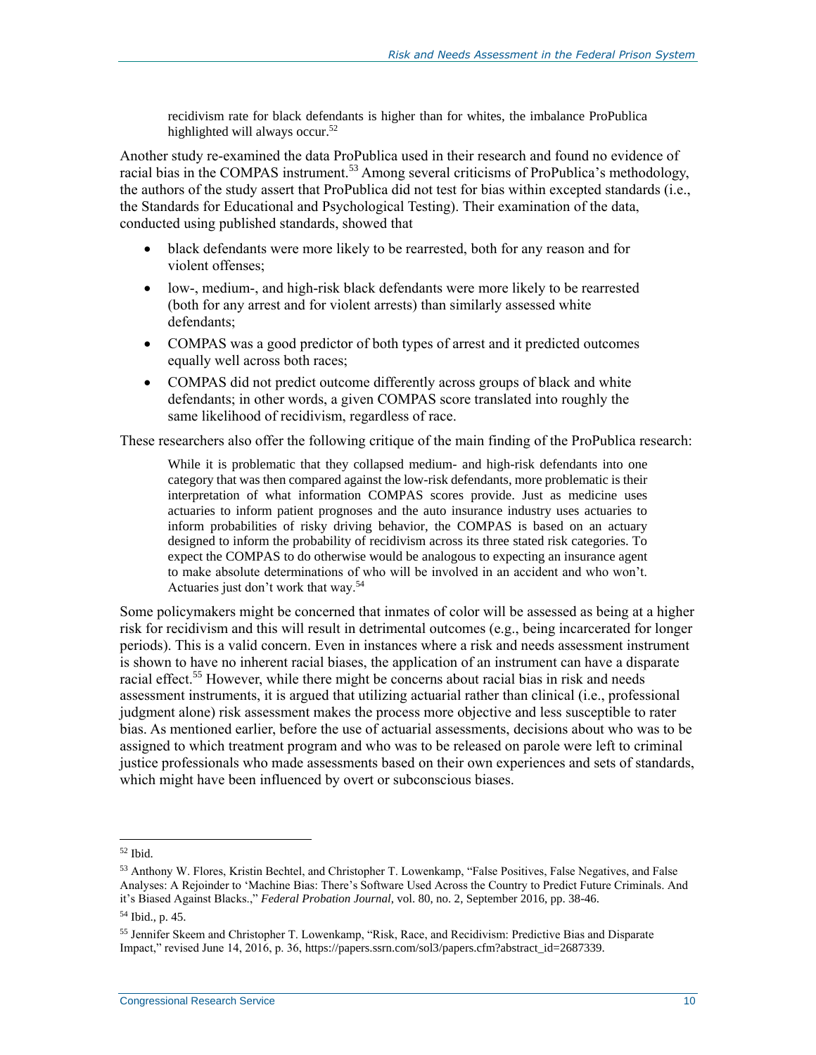> recidivism rate for black defendants is higher than for whites, the imbalance ProPublica highlighted will always occur.[52]

Another study re-examined the data ProPublica used in their research and found no evidence of racial bias in the COMPAS instrument.[53] Among several criticisms of ProPublica's methodology, the authors of the study assert that ProPublica did not test for bias within excepted standards (i.e., the Standards for Educational and Psychological Testing). Their examination of the data, conducted using published standards, showed that

- black defendants were more likely to be rearrested, both for any reason and for violent offenses;
- low-, medium-, and high-risk black defendants were more likely to be rearrested (both for any arrest and for violent arrests) than similarly assessed white defendants;
- COMPAS was a good predictor of both types of arrest and it predicted outcomes equally well across both races;
- COMPAS did not predict outcome differently across groups of black and white defendants; in other words, a given COMPAS score translated into roughly the same likelihood of recidivism, regardless of race.

These researchers also offer the following critique of the main finding of the ProPublica research:

> While it is problematic that they collapsed medium- and high-risk defendants into one category that was then compared against the low-risk defendants, more problematic is their interpretation of what information COMPAS scores provide. Just as medicine uses actuaries to inform patient prognoses and the auto insurance industry uses actuaries to inform probabilities of risky driving behavior, the COMPAS is based on an actuary designed to inform the probability of recidivism across its three stated risk categories. To expect the COMPAS to do otherwise would be analogous to expecting an insurance agent to make absolute determinations of who will be involved in an accident and who won't. Actuaries just don't work that way.[54]

Some policymakers might be concerned that inmates of color will be assessed as being at a higher risk for recidivism and this will result in detrimental outcomes (e.g., being incarcerated for longer periods). This is a valid concern. Even in instances where a risk and needs assessment instrument is shown to have no inherent racial biases, the application of an instrument can have a disparate racial effect.[55] However, while there might be concerns about racial bias in risk and needs assessment instruments, it is argued that utilizing actuarial rather than clinical (i.e., professional judgment alone) risk assessment makes the process more objective and less susceptible to rater bias. As mentioned earlier, before the use of actuarial assessments, decisions about who was to be assigned to which treatment program and who was to be released on parole were left to criminal justice professionals who made assessments based on their own experiences and sets of standards, which might have been influenced by overt or subconscious biases.

---

[52] Ibid.

[53] Anthony W. Flores, Kristin Bechtel, and Christopher T. Lowenkamp, "False Positives, False Negatives, and False Analyses: A Rejoinder to 'Machine Bias: There's Software Used Across the Country to Predict Future Criminals. And it's Biased Against Blacks.," *Federal Probation Journal*, vol. 80, no. 2, September 2016, pp. 38-46.

[54] Ibid., p. 45.

[55] Jennifer Skeem and Christopher T. Lowenkamp, "Risk, Race, and Recidivism: Predictive Bias and Disparate Impact," revised June 14, 2016, p. 36, https://papers.ssrn.com/sol3/papers.cfm?abstract_id=2687339.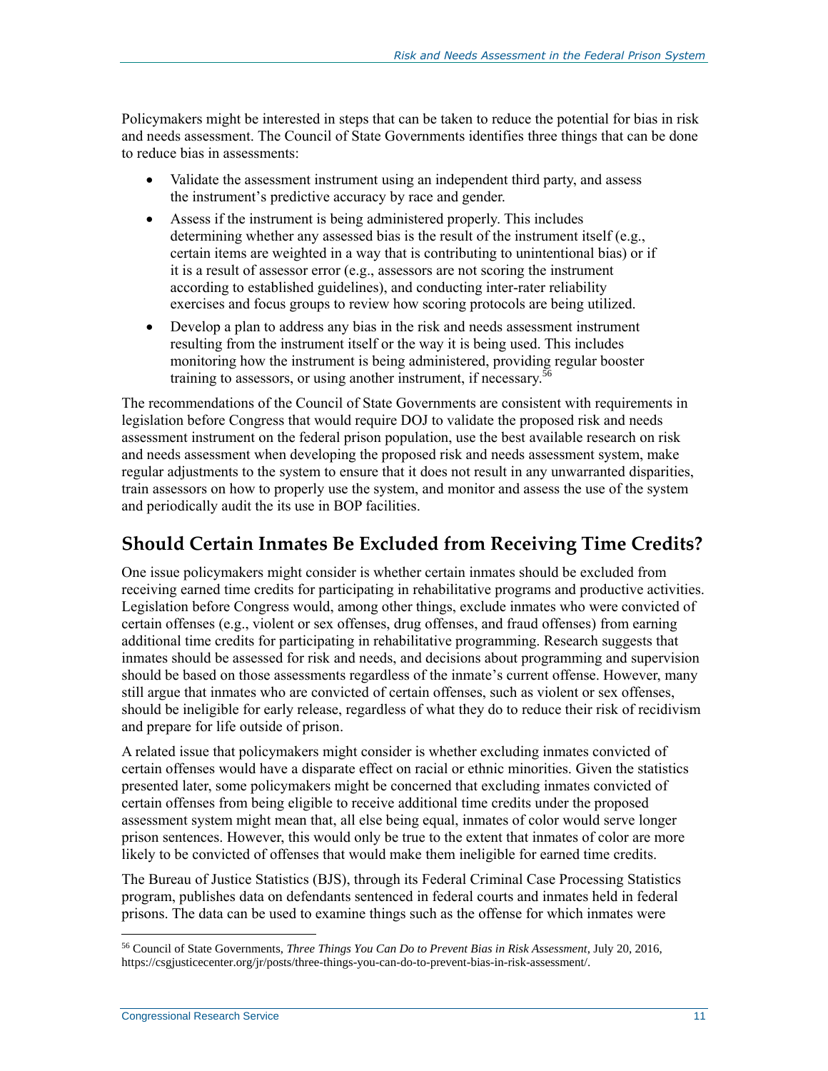Policymakers might be interested in steps that can be taken to reduce the potential for bias in risk and needs assessment. The Council of State Governments identifies three things that can be done to reduce bias in assessments:

- Validate the assessment instrument using an independent third party, and assess the instrument's predictive accuracy by race and gender.
- Assess if the instrument is being administered properly. This includes determining whether any assessed bias is the result of the instrument itself (e.g., certain items are weighted in a way that is contributing to unintentional bias) or if it is a result of assessor error (e.g., assessors are not scoring the instrument according to established guidelines), and conducting inter-rater reliability exercises and focus groups to review how scoring protocols are being utilized.
- Develop a plan to address any bias in the risk and needs assessment instrument resulting from the instrument itself or the way it is being used. This includes monitoring how the instrument is being administered, providing regular booster training to assessors, or using another instrument, if necessary.[56]

The recommendations of the Council of State Governments are consistent with requirements in legislation before Congress that would require DOJ to validate the proposed risk and needs assessment instrument on the federal prison population, use the best available research on risk and needs assessment when developing the proposed risk and needs assessment system, make regular adjustments to the system to ensure that it does not result in any unwarranted disparities, train assessors on how to properly use the system, and monitor and assess the use of the system and periodically audit the its use in BOP facilities.

## Should Certain Inmates Be Excluded from Receiving Time Credits?

One issue policymakers might consider is whether certain inmates should be excluded from receiving earned time credits for participating in rehabilitative programs and productive activities. Legislation before Congress would, among other things, exclude inmates who were convicted of certain offenses (e.g., violent or sex offenses, drug offenses, and fraud offenses) from earning additional time credits for participating in rehabilitative programming. Research suggests that inmates should be assessed for risk and needs, and decisions about programming and supervision should be based on those assessments regardless of the inmate's current offense. However, many still argue that inmates who are convicted of certain offenses, such as violent or sex offenses, should be ineligible for early release, regardless of what they do to reduce their risk of recidivism and prepare for life outside of prison.

A related issue that policymakers might consider is whether excluding inmates convicted of certain offenses would have a disparate effect on racial or ethnic minorities. Given the statistics presented later, some policymakers might be concerned that excluding inmates convicted of certain offenses from being eligible to receive additional time credits under the proposed assessment system might mean that, all else being equal, inmates of color would serve longer prison sentences. However, this would only be true to the extent that inmates of color are more likely to be convicted of offenses that would make them ineligible for earned time credits.

The Bureau of Justice Statistics (BJS), through its Federal Criminal Case Processing Statistics program, publishes data on defendants sentenced in federal courts and inmates held in federal prisons. The data can be used to examine things such as the offense for which inmates were

---

[56] Council of State Governments, *Three Things You Can Do to Prevent Bias in Risk Assessment*, July 20, 2016, https://csgjusticecenter.org/jr/posts/three-things-you-can-do-to-prevent-bias-in-risk-assessment/.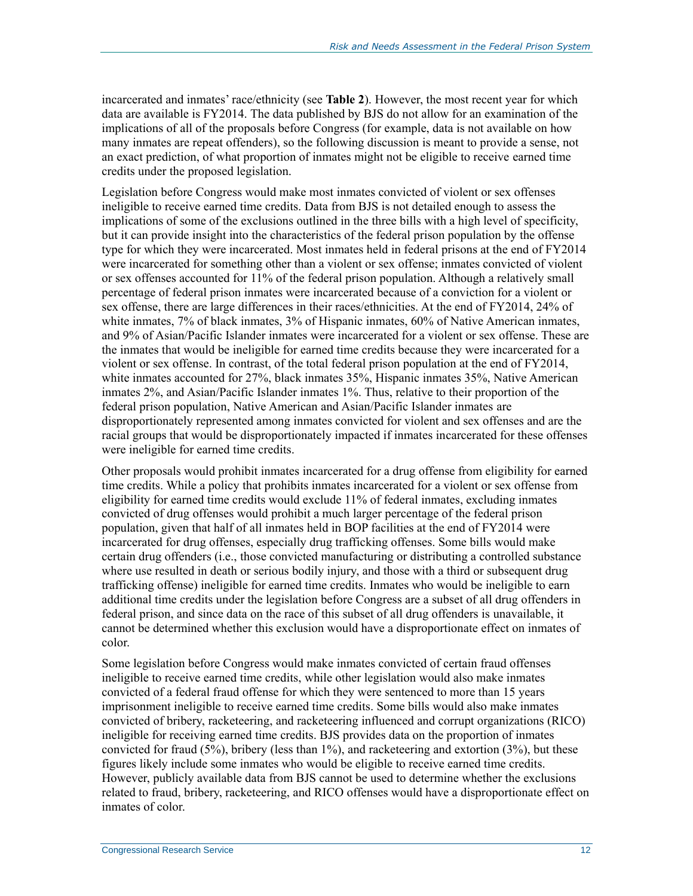incarcerated and inmates' race/ethnicity (see **Table 2**). However, the most recent year for which data are available is FY2014. The data published by BJS do not allow for an examination of the implications of all of the proposals before Congress (for example, data is not available on how many inmates are repeat offenders), so the following discussion is meant to provide a sense, not an exact prediction, of what proportion of inmates might not be eligible to receive earned time credits under the proposed legislation.

Legislation before Congress would make most inmates convicted of violent or sex offenses ineligible to receive earned time credits. Data from BJS is not detailed enough to assess the implications of some of the exclusions outlined in the three bills with a high level of specificity, but it can provide insight into the characteristics of the federal prison population by the offense type for which they were incarcerated. Most inmates held in federal prisons at the end of FY2014 were incarcerated for something other than a violent or sex offense; inmates convicted of violent or sex offenses accounted for 11% of the federal prison population. Although a relatively small percentage of federal prison inmates were incarcerated because of a conviction for a violent or sex offense, there are large differences in their races/ethnicities. At the end of FY2014, 24% of white inmates, 7% of black inmates, 3% of Hispanic inmates, 60% of Native American inmates, and 9% of Asian/Pacific Islander inmates were incarcerated for a violent or sex offense. These are the inmates that would be ineligible for earned time credits because they were incarcerated for a violent or sex offense. In contrast, of the total federal prison population at the end of FY2014, white inmates accounted for 27%, black inmates 35%, Hispanic inmates 35%, Native American inmates 2%, and Asian/Pacific Islander inmates 1%. Thus, relative to their proportion of the federal prison population, Native American and Asian/Pacific Islander inmates are disproportionately represented among inmates convicted for violent and sex offenses and are the racial groups that would be disproportionately impacted if inmates incarcerated for these offenses were ineligible for earned time credits.

Other proposals would prohibit inmates incarcerated for a drug offense from eligibility for earned time credits. While a policy that prohibits inmates incarcerated for a violent or sex offense from eligibility for earned time credits would exclude 11% of federal inmates, excluding inmates convicted of drug offenses would prohibit a much larger percentage of the federal prison population, given that half of all inmates held in BOP facilities at the end of FY2014 were incarcerated for drug offenses, especially drug trafficking offenses. Some bills would make certain drug offenders (i.e., those convicted manufacturing or distributing a controlled substance where use resulted in death or serious bodily injury, and those with a third or subsequent drug trafficking offense) ineligible for earned time credits. Inmates who would be ineligible to earn additional time credits under the legislation before Congress are a subset of all drug offenders in federal prison, and since data on the race of this subset of all drug offenders is unavailable, it cannot be determined whether this exclusion would have a disproportionate effect on inmates of color.

Some legislation before Congress would make inmates convicted of certain fraud offenses ineligible to receive earned time credits, while other legislation would also make inmates convicted of a federal fraud offense for which they were sentenced to more than 15 years imprisonment ineligible to receive earned time credits. Some bills would also make inmates convicted of bribery, racketeering, and racketeering influenced and corrupt organizations (RICO) ineligible for receiving earned time credits. BJS provides data on the proportion of inmates convicted for fraud (5%), bribery (less than 1%), and racketeering and extortion (3%), but these figures likely include some inmates who would be eligible to receive earned time credits. However, publicly available data from BJS cannot be used to determine whether the exclusions related to fraud, bribery, racketeering, and RICO offenses would have a disproportionate effect on inmates of color.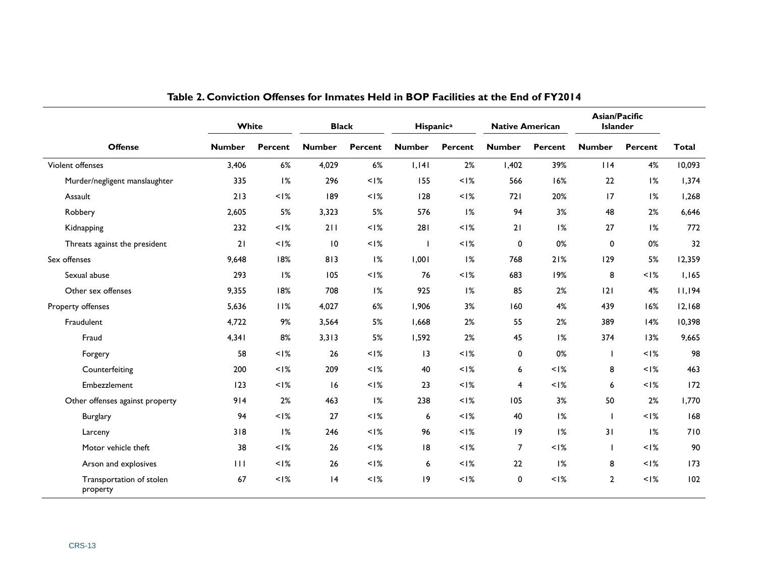**Table 2. Conviction Offenses for Inmates Held in BOP Facilities at the End of FY2014**

| Offense | White | | Black | | Hispanic[a] | | Native American | | Asian/Pacific Islander | | Total |
|---|---|---|---|---|---|---|---|---|---|---|---|
| | Number | Percent | Number | Percent | Number | Percent | Number | Percent | Number | Percent | |
| Violent offenses | 3,406 | 6% | 4,029 | 6% | 1,141 | 2% | 1,402 | 39% | 114 | 4% | 10,093 |
| Murder/negligent manslaughter | 335 | 1% | 296 | <1% | 155 | <1% | 566 | 16% | 22 | 1% | 1,374 |
| Assault | 213 | <1% | 189 | <1% | 128 | <1% | 721 | 20% | 17 | 1% | 1,268 |
| Robbery | 2,605 | 5% | 3,323 | 5% | 576 | 1% | 94 | 3% | 48 | 2% | 6,646 |
| Kidnapping | 232 | <1% | 211 | <1% | 281 | <1% | 21 | 1% | 27 | 1% | 772 |
| Threats against the president | 21 | <1% | 10 | <1% | 1 | <1% | 0 | 0% | 0 | 0% | 32 |
| Sex offenses | 9,648 | 18% | 813 | 1% | 1,001 | 1% | 768 | 21% | 129 | 5% | 12,359 |
| Sexual abuse | 293 | 1% | 105 | <1% | 76 | <1% | 683 | 19% | 8 | <1% | 1,165 |
| Other sex offenses | 9,355 | 18% | 708 | 1% | 925 | 1% | 85 | 2% | 121 | 4% | 11,194 |
| Property offenses | 5,636 | 11% | 4,027 | 6% | 1,906 | 3% | 160 | 4% | 439 | 16% | 12,168 |
| Fraudulent | 4,722 | 9% | 3,564 | 5% | 1,668 | 2% | 55 | 2% | 389 | 14% | 10,398 |
| Fraud | 4,341 | 8% | 3,313 | 5% | 1,592 | 2% | 45 | 1% | 374 | 13% | 9,665 |
| Forgery | 58 | <1% | 26 | <1% | 13 | <1% | 0 | 0% | 1 | <1% | 98 |
| Counterfeiting | 200 | <1% | 209 | <1% | 40 | <1% | 6 | <1% | 8 | <1% | 463 |
| Embezzlement | 123 | <1% | 16 | <1% | 23 | <1% | 4 | <1% | 6 | <1% | 172 |
| Other offenses against property | 914 | 2% | 463 | 1% | 238 | <1% | 105 | 3% | 50 | 2% | 1,770 |
| Burglary | 94 | <1% | 27 | <1% | 6 | <1% | 40 | 1% | 1 | <1% | 168 |
| Larceny | 318 | 1% | 246 | <1% | 96 | <1% | 19 | 1% | 31 | 1% | 710 |
| Motor vehicle theft | 38 | <1% | 26 | <1% | 18 | <1% | 7 | <1% | 1 | <1% | 90 |
| Arson and explosives | 111 | <1% | 26 | <1% | 6 | <1% | 22 | 1% | 8 | <1% | 173 |
| Transportation of stolen property | 67 | <1% | 14 | <1% | 19 | <1% | 0 | <1% | 2 | <1% | 102 |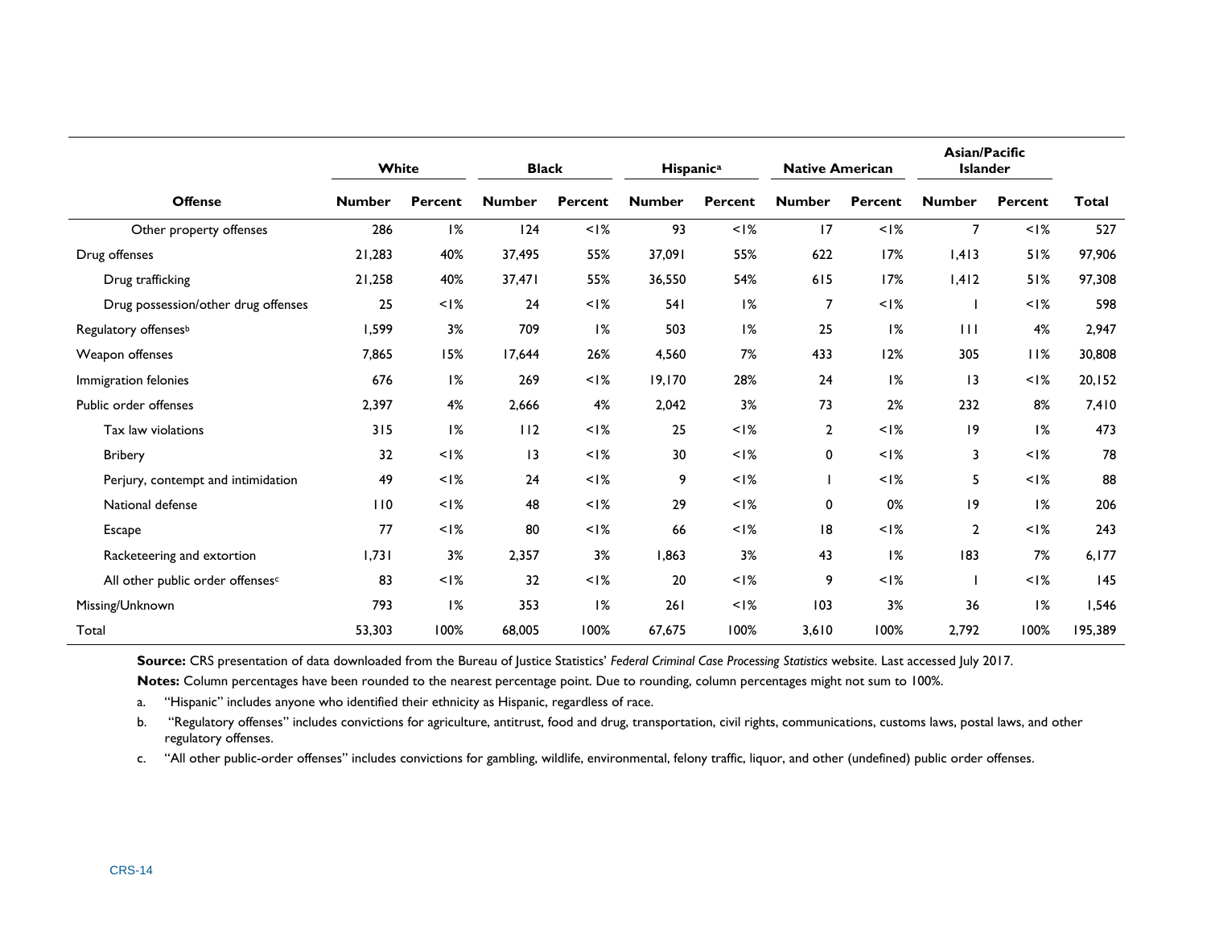| Offense | White | | Black | | Hispanic[a] | | Native American | | Asian/Pacific Islander | | Total |
|---|---|---|---|---|---|---|---|---|---|---|---|
| | Number | Percent | Number | Percent | Number | Percent | Number | Percent | Number | Percent | |
| Other property offenses | 286 | 1% | 124 | <1% | 93 | <1% | 17 | <1% | 7 | <1% | 527 |
| Drug offenses | 21,283 | 40% | 37,495 | 55% | 37,091 | 55% | 622 | 17% | 1,413 | 51% | 97,906 |
| Drug trafficking | 21,258 | 40% | 37,471 | 55% | 36,550 | 54% | 615 | 17% | 1,412 | 51% | 97,308 |
| Drug possession/other drug offenses | 25 | <1% | 24 | <1% | 541 | 1% | 7 | <1% | 1 | <1% | 598 |
| Regulatory offenses[b] | 1,599 | 3% | 709 | 1% | 503 | 1% | 25 | 1% | 111 | 4% | 2,947 |
| Weapon offenses | 7,865 | 15% | 17,644 | 26% | 4,560 | 7% | 433 | 12% | 305 | 11% | 30,808 |
| Immigration felonies | 676 | 1% | 269 | <1% | 19,170 | 28% | 24 | 1% | 13 | <1% | 20,152 |
| Public order offenses | 2,397 | 4% | 2,666 | 4% | 2,042 | 3% | 73 | 2% | 232 | 8% | 7,410 |
| Tax law violations | 315 | 1% | 112 | <1% | 25 | <1% | 2 | <1% | 19 | 1% | 473 |
| Bribery | 32 | <1% | 13 | <1% | 30 | <1% | 0 | <1% | 3 | <1% | 78 |
| Perjury, contempt and intimidation | 49 | <1% | 24 | <1% | 9 | <1% | 1 | <1% | 5 | <1% | 88 |
| National defense | 110 | <1% | 48 | <1% | 29 | <1% | 0 | 0% | 19 | 1% | 206 |
| Escape | 77 | <1% | 80 | <1% | 66 | <1% | 18 | <1% | 2 | <1% | 243 |
| Racketeering and extortion | 1,731 | 3% | 2,357 | 3% | 1,863 | 3% | 43 | 1% | 183 | 7% | 6,177 |
| All other public order offenses[c] | 83 | <1% | 32 | <1% | 20 | <1% | 9 | <1% | 1 | <1% | 145 |
| Missing/Unknown | 793 | 1% | 353 | 1% | 261 | <1% | 103 | 3% | 36 | 1% | 1,546 |
| Total | 53,303 | 100% | 68,005 | 100% | 67,675 | 100% | 3,610 | 100% | 2,792 | 100% | 195,389 |

**Source:** CRS presentation of data downloaded from the Bureau of Justice Statistics' *Federal Criminal Case Processing Statistics* website. Last accessed July 2017.

**Notes:** Column percentages have been rounded to the nearest percentage point. Due to rounding, column percentages might not sum to 100%.

a. "Hispanic" includes anyone who identified their ethnicity as Hispanic, regardless of race.

b. "Regulatory offenses" includes convictions for agriculture, antitrust, food and drug, transportation, civil rights, communications, customs laws, postal laws, and other regulatory offenses.

c. "All other public-order offenses" includes convictions for gambling, wildlife, environmental, felony traffic, liquor, and other (undefined) public order offenses.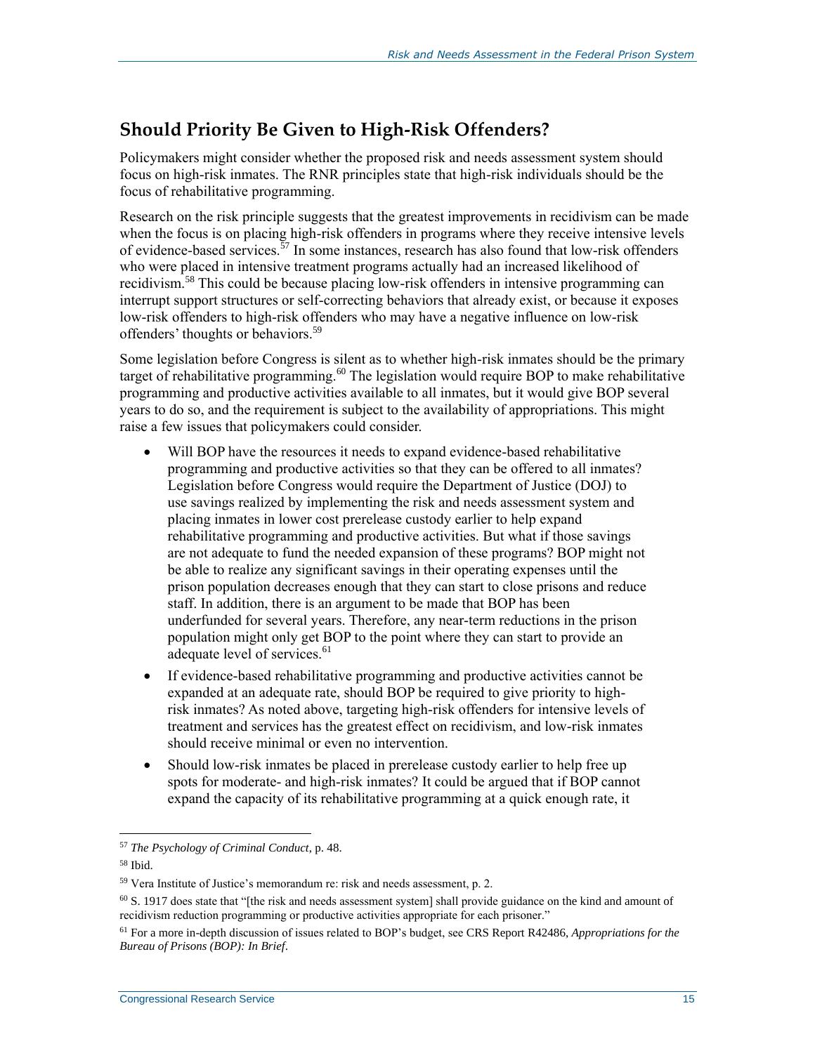## Should Priority Be Given to High-Risk Offenders?

Policymakers might consider whether the proposed risk and needs assessment system should focus on high-risk inmates. The RNR principles state that high-risk individuals should be the focus of rehabilitative programming.

Research on the risk principle suggests that the greatest improvements in recidivism can be made when the focus is on placing high-risk offenders in programs where they receive intensive levels of evidence-based services.[57] In some instances, research has also found that low-risk offenders who were placed in intensive treatment programs actually had an increased likelihood of recidivism.[58] This could be because placing low-risk offenders in intensive programming can interrupt support structures or self-correcting behaviors that already exist, or because it exposes low-risk offenders to high-risk offenders who may have a negative influence on low-risk offenders' thoughts or behaviors.[59]

Some legislation before Congress is silent as to whether high-risk inmates should be the primary target of rehabilitative programming.[60] The legislation would require BOP to make rehabilitative programming and productive activities available to all inmates, but it would give BOP several years to do so, and the requirement is subject to the availability of appropriations. This might raise a few issues that policymakers could consider.

- Will BOP have the resources it needs to expand evidence-based rehabilitative programming and productive activities so that they can be offered to all inmates? Legislation before Congress would require the Department of Justice (DOJ) to use savings realized by implementing the risk and needs assessment system and placing inmates in lower cost prerelease custody earlier to help expand rehabilitative programming and productive activities. But what if those savings are not adequate to fund the needed expansion of these programs? BOP might not be able to realize any significant savings in their operating expenses until the prison population decreases enough that they can start to close prisons and reduce staff. In addition, there is an argument to be made that BOP has been underfunded for several years. Therefore, any near-term reductions in the prison population might only get BOP to the point where they can start to provide an adequate level of services.[61]
- If evidence-based rehabilitative programming and productive activities cannot be expanded at an adequate rate, should BOP be required to give priority to high-risk inmates? As noted above, targeting high-risk offenders for intensive levels of treatment and services has the greatest effect on recidivism, and low-risk inmates should receive minimal or even no intervention.
- Should low-risk inmates be placed in prerelease custody earlier to help free up spots for moderate- and high-risk inmates? It could be argued that if BOP cannot expand the capacity of its rehabilitative programming at a quick enough rate, it

---

[57] *The Psychology of Criminal Conduct*, p. 48.

[58] Ibid.

[59] Vera Institute of Justice's memorandum re: risk and needs assessment, p. 2.

[60] S. 1917 does state that "[the risk and needs assessment system] shall provide guidance on the kind and amount of recidivism reduction programming or productive activities appropriate for each prisoner."

[61] For a more in-depth discussion of issues related to BOP's budget, see CRS Report R42486, *Appropriations for the Bureau of Prisons (BOP): In Brief*.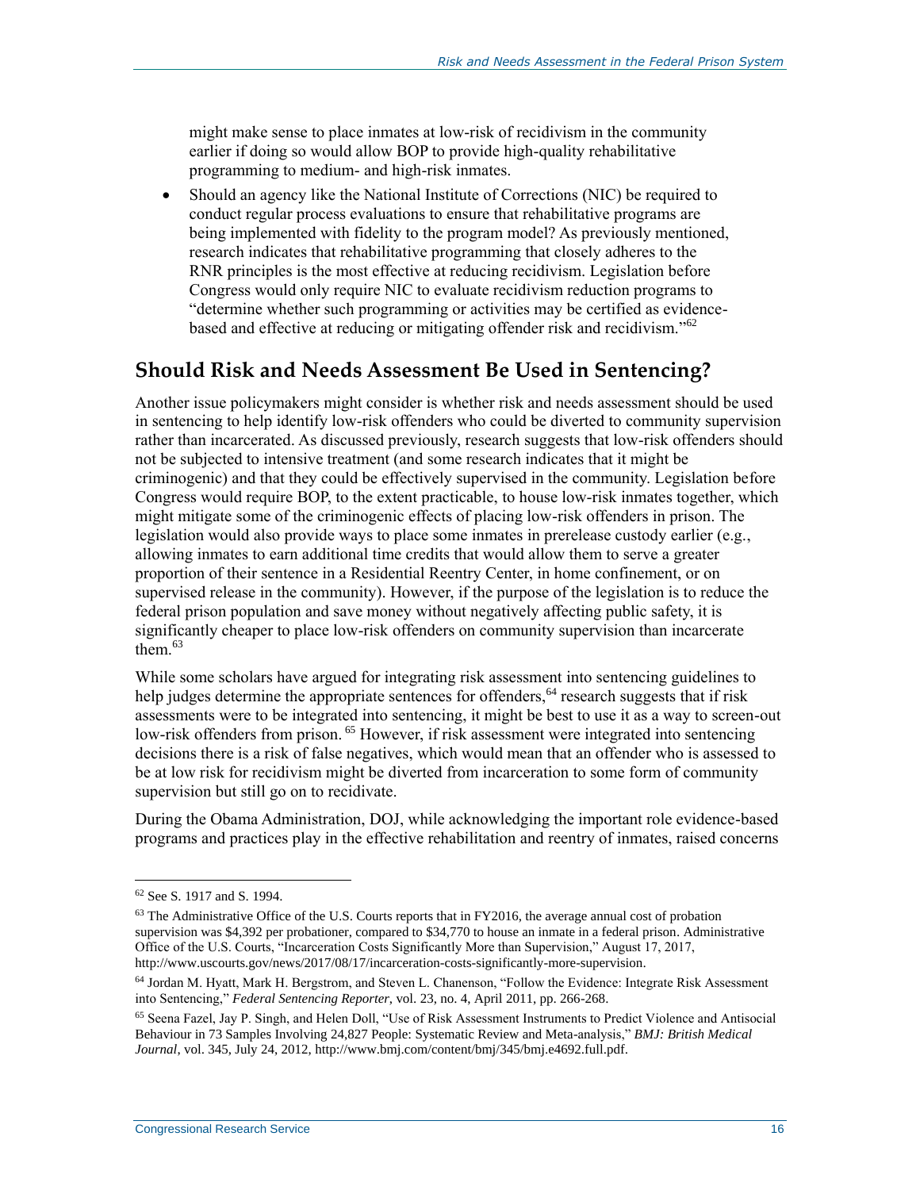might make sense to place inmates at low-risk of recidivism in the community earlier if doing so would allow BOP to provide high-quality rehabilitative programming to medium- and high-risk inmates.

- Should an agency like the National Institute of Corrections (NIC) be required to conduct regular process evaluations to ensure that rehabilitative programs are being implemented with fidelity to the program model? As previously mentioned, research indicates that rehabilitative programming that closely adheres to the RNR principles is the most effective at reducing recidivism. Legislation before Congress would only require NIC to evaluate recidivism reduction programs to "determine whether such programming or activities may be certified as evidence-based and effective at reducing or mitigating offender risk and recidivism."[62]

## Should Risk and Needs Assessment Be Used in Sentencing?

Another issue policymakers might consider is whether risk and needs assessment should be used in sentencing to help identify low-risk offenders who could be diverted to community supervision rather than incarcerated. As discussed previously, research suggests that low-risk offenders should not be subjected to intensive treatment (and some research indicates that it might be criminogenic) and that they could be effectively supervised in the community. Legislation before Congress would require BOP, to the extent practicable, to house low-risk inmates together, which might mitigate some of the criminogenic effects of placing low-risk offenders in prison. The legislation would also provide ways to place some inmates in prerelease custody earlier (e.g., allowing inmates to earn additional time credits that would allow them to serve a greater proportion of their sentence in a Residential Reentry Center, in home confinement, or on supervised release in the community). However, if the purpose of the legislation is to reduce the federal prison population and save money without negatively affecting public safety, it is significantly cheaper to place low-risk offenders on community supervision than incarcerate them.[63]

While some scholars have argued for integrating risk assessment into sentencing guidelines to help judges determine the appropriate sentences for offenders,[64] research suggests that if risk assessments were to be integrated into sentencing, it might be best to use it as a way to screen-out low-risk offenders from prison.[65] However, if risk assessment were integrated into sentencing decisions there is a risk of false negatives, which would mean that an offender who is assessed to be at low risk for recidivism might be diverted from incarceration to some form of community supervision but still go on to recidivate.

During the Obama Administration, DOJ, while acknowledging the important role evidence-based programs and practices play in the effective rehabilitation and reentry of inmates, raised concerns

---

[62] See S. 1917 and S. 1994.

[63] The Administrative Office of the U.S. Courts reports that in FY2016, the average annual cost of probation supervision was $4,392 per probationer, compared to $34,770 to house an inmate in a federal prison. Administrative Office of the U.S. Courts, "Incarceration Costs Significantly More than Supervision," August 17, 2017, http://www.uscourts.gov/news/2017/08/17/incarceration-costs-significantly-more-supervision.

[64] Jordan M. Hyatt, Mark H. Bergstrom, and Steven L. Chanenson, "Follow the Evidence: Integrate Risk Assessment into Sentencing," *Federal Sentencing Reporter*, vol. 23, no. 4, April 2011, pp. 266-268.

[65] Seena Fazel, Jay P. Singh, and Helen Doll, "Use of Risk Assessment Instruments to Predict Violence and Antisocial Behaviour in 73 Samples Involving 24,827 People: Systematic Review and Meta-analysis," *BMJ: British Medical Journal*, vol. 345, July 24, 2012, http://www.bmj.com/content/bmj/345/bmj.e4692.full.pdf.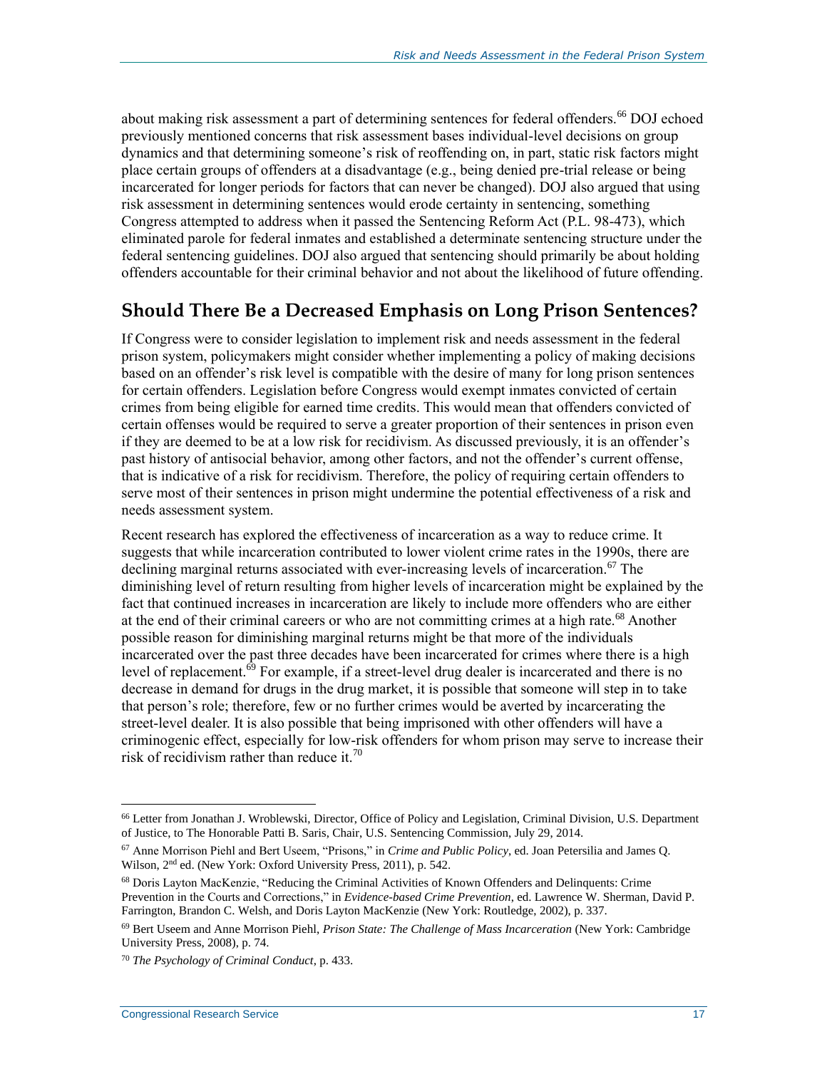about making risk assessment a part of determining sentences for federal offenders.[66] DOJ echoed previously mentioned concerns that risk assessment bases individual-level decisions on group dynamics and that determining someone's risk of reoffending on, in part, static risk factors might place certain groups of offenders at a disadvantage (e.g., being denied pre-trial release or being incarcerated for longer periods for factors that can never be changed). DOJ also argued that using risk assessment in determining sentences would erode certainty in sentencing, something Congress attempted to address when it passed the Sentencing Reform Act (P.L. 98-473), which eliminated parole for federal inmates and established a determinate sentencing structure under the federal sentencing guidelines. DOJ also argued that sentencing should primarily be about holding offenders accountable for their criminal behavior and not about the likelihood of future offending.

## Should There Be a Decreased Emphasis on Long Prison Sentences?

If Congress were to consider legislation to implement risk and needs assessment in the federal prison system, policymakers might consider whether implementing a policy of making decisions based on an offender's risk level is compatible with the desire of many for long prison sentences for certain offenders. Legislation before Congress would exempt inmates convicted of certain crimes from being eligible for earned time credits. This would mean that offenders convicted of certain offenses would be required to serve a greater proportion of their sentences in prison even if they are deemed to be at a low risk for recidivism. As discussed previously, it is an offender's past history of antisocial behavior, among other factors, and not the offender's current offense, that is indicative of a risk for recidivism. Therefore, the policy of requiring certain offenders to serve most of their sentences in prison might undermine the potential effectiveness of a risk and needs assessment system.

Recent research has explored the effectiveness of incarceration as a way to reduce crime. It suggests that while incarceration contributed to lower violent crime rates in the 1990s, there are declining marginal returns associated with ever-increasing levels of incarceration.[67] The diminishing level of return resulting from higher levels of incarceration might be explained by the fact that continued increases in incarceration are likely to include more offenders who are either at the end of their criminal careers or who are not committing crimes at a high rate.[68] Another possible reason for diminishing marginal returns might be that more of the individuals incarcerated over the past three decades have been incarcerated for crimes where there is a high level of replacement.[69] For example, if a street-level drug dealer is incarcerated and there is no decrease in demand for drugs in the drug market, it is possible that someone will step in to take that person's role; therefore, few or no further crimes would be averted by incarcerating the street-level dealer. It is also possible that being imprisoned with other offenders will have a criminogenic effect, especially for low-risk offenders for whom prison may serve to increase their risk of recidivism rather than reduce it.[70]

---

[66] Letter from Jonathan J. Wroblewski, Director, Office of Policy and Legislation, Criminal Division, U.S. Department of Justice, to The Honorable Patti B. Saris, Chair, U.S. Sentencing Commission, July 29, 2014.

[67] Anne Morrison Piehl and Bert Useem, "Prisons," in *Crime and Public Policy*, ed. Joan Petersilia and James Q. Wilson, 2nd ed. (New York: Oxford University Press, 2011), p. 542.

[68] Doris Layton MacKenzie, "Reducing the Criminal Activities of Known Offenders and Delinquents: Crime Prevention in the Courts and Corrections," in *Evidence-based Crime Prevention*, ed. Lawrence W. Sherman, David P. Farrington, Brandon C. Welsh, and Doris Layton MacKenzie (New York: Routledge, 2002), p. 337.

[69] Bert Useem and Anne Morrison Piehl, *Prison State: The Challenge of Mass Incarceration* (New York: Cambridge University Press, 2008), p. 74.

[70] *The Psychology of Criminal Conduct*, p. 433.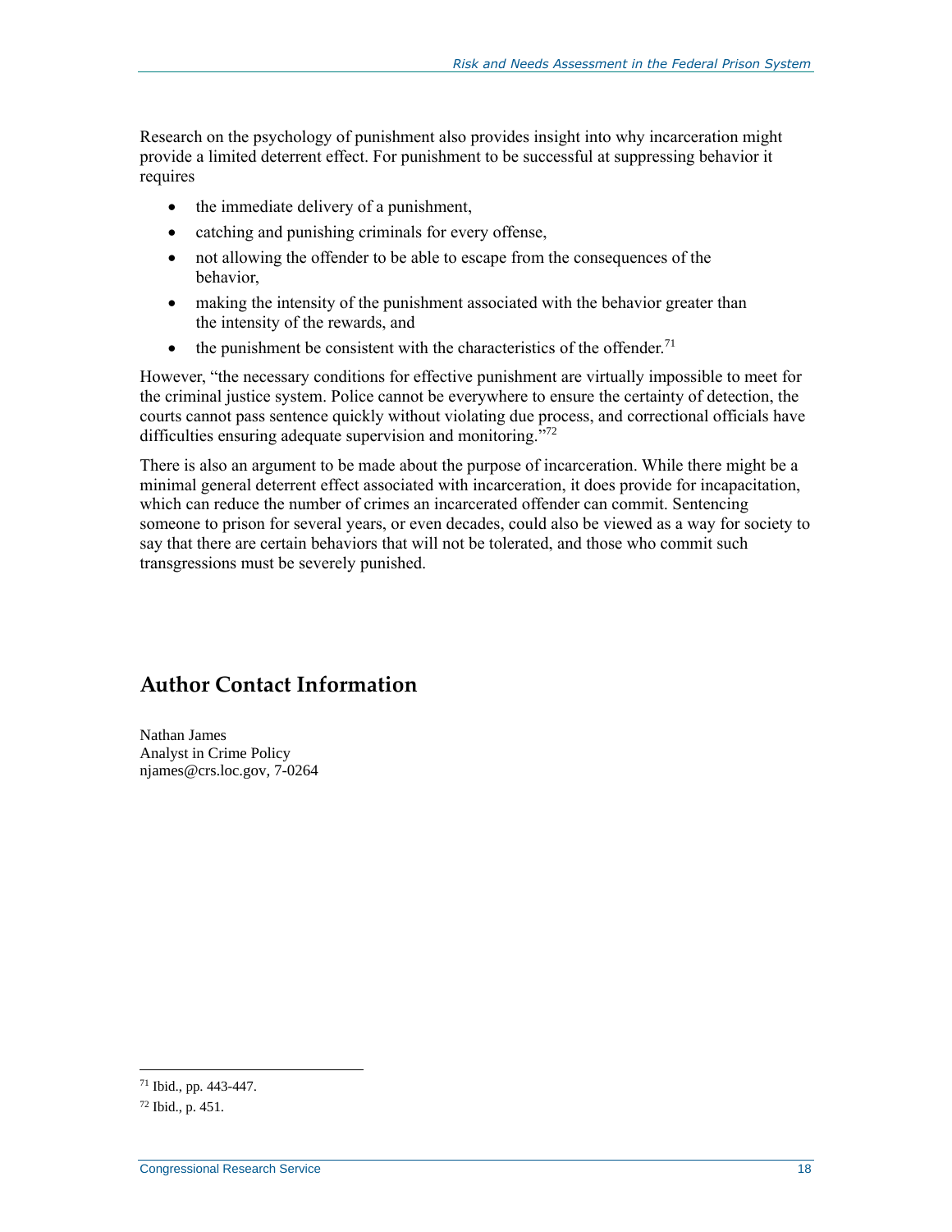Research on the psychology of punishment also provides insight into why incarceration might provide a limited deterrent effect. For punishment to be successful at suppressing behavior it requires

- the immediate delivery of a punishment,
- catching and punishing criminals for every offense,
- not allowing the offender to be able to escape from the consequences of the behavior,
- making the intensity of the punishment associated with the behavior greater than the intensity of the rewards, and
- the punishment be consistent with the characteristics of the offender.[71]

However, "the necessary conditions for effective punishment are virtually impossible to meet for the criminal justice system. Police cannot be everywhere to ensure the certainty of detection, the courts cannot pass sentence quickly without violating due process, and correctional officials have difficulties ensuring adequate supervision and monitoring."[72]

There is also an argument to be made about the purpose of incarceration. While there might be a minimal general deterrent effect associated with incarceration, it does provide for incapacitation, which can reduce the number of crimes an incarcerated offender can commit. Sentencing someone to prison for several years, or even decades, could also be viewed as a way for society to say that there are certain behaviors that will not be tolerated, and those who commit such transgressions must be severely punished.

## Author Contact Information

Nathan James
Analyst in Crime Policy
njames@crs.loc.gov, 7-0264

[71] Ibid., pp. 443-447.

[72] Ibid., p. 451.